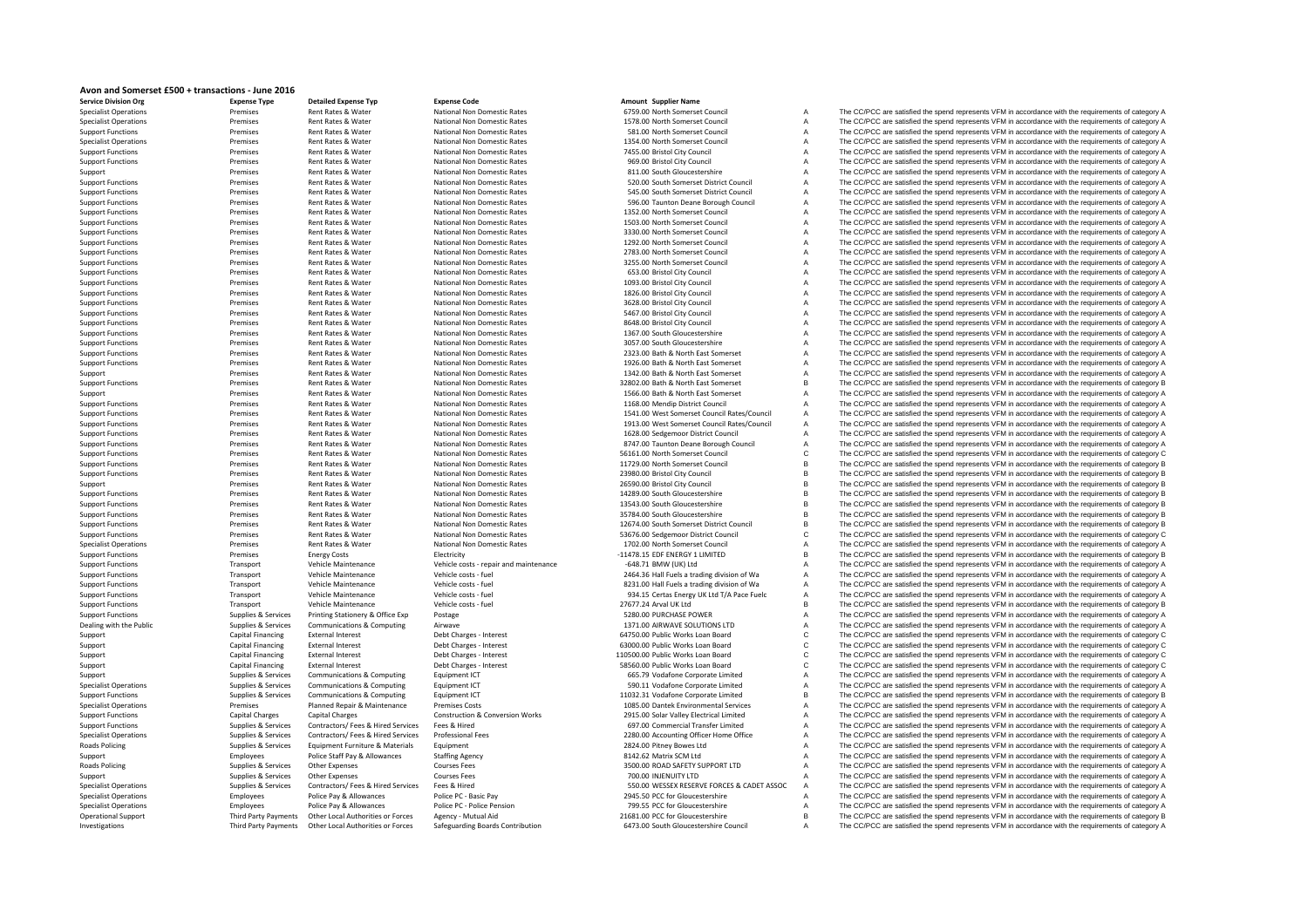# Avon and Somerset £500 + transactions - June 2016

| Service Division Org | Expense Type | Detailed Expense Typ | Expense Code | Amount | Supplier Name | | |
|---|---|---|---|---|---|---|---|
| Specialist Operations | Premises | Rent Rates & Water | National Non Domestic Rates | 6759.00 | North Somerset Council | A | The CC/PCC are satisfied the spend represents VFM in accordance with the requirements of category A |
| Specialist Operations | Premises | Rent Rates & Water | National Non Domestic Rates | 1578.00 | North Somerset Council | A | The CC/PCC are satisfied the spend represents VFM in accordance with the requirements of category A |
| Support Functions | Premises | Rent Rates & Water | National Non Domestic Rates | 581.00 | North Somerset Council | A | The CC/PCC are satisfied the spend represents VFM in accordance with the requirements of category A |
| Specialist Operations | Premises | Rent Rates & Water | National Non Domestic Rates | 1354.00 | North Somerset Council | A | The CC/PCC are satisfied the spend represents VFM in accordance with the requirements of category A |
| Support Functions | Premises | Rent Rates & Water | National Non Domestic Rates | 7455.00 | Bristol City Council | A | The CC/PCC are satisfied the spend represents VFM in accordance with the requirements of category A |
| Support Functions | Premises | Rent Rates & Water | National Non Domestic Rates | 969.00 | Bristol City Council | A | The CC/PCC are satisfied the spend represents VFM in accordance with the requirements of category A |
| Support | Premises | Rent Rates & Water | National Non Domestic Rates | 811.00 | South Gloucestershire | A | The CC/PCC are satisfied the spend represents VFM in accordance with the requirements of category A |
| Support Functions | Premises | Rent Rates & Water | National Non Domestic Rates | 520.00 | South Somerset District Council | A | The CC/PCC are satisfied the spend represents VFM in accordance with the requirements of category A |
| Support Functions | Premises | Rent Rates & Water | National Non Domestic Rates | 545.00 | South Somerset District Council | A | The CC/PCC are satisfied the spend represents VFM in accordance with the requirements of category A |
| Support Functions | Premises | Rent Rates & Water | National Non Domestic Rates | 596.00 | Taunton Deane Borough Council | A | The CC/PCC are satisfied the spend represents VFM in accordance with the requirements of category A |
| Support Functions | Premises | Rent Rates & Water | National Non Domestic Rates | 1352.00 | North Somerset Council | A | The CC/PCC are satisfied the spend represents VFM in accordance with the requirements of category A |
| Support Functions | Premises | Rent Rates & Water | National Non Domestic Rates | 1503.00 | North Somerset Council | A | The CC/PCC are satisfied the spend represents VFM in accordance with the requirements of category A |
| Support Functions | Premises | Rent Rates & Water | National Non Domestic Rates | 3330.00 | North Somerset Council | A | The CC/PCC are satisfied the spend represents VFM in accordance with the requirements of category A |
| Support Functions | Premises | Rent Rates & Water | National Non Domestic Rates | 1292.00 | North Somerset Council | A | The CC/PCC are satisfied the spend represents VFM in accordance with the requirements of category A |
| Support Functions | Premises | Rent Rates & Water | National Non Domestic Rates | 2783.00 | North Somerset Council | A | The CC/PCC are satisfied the spend represents VFM in accordance with the requirements of category A |
| Support Functions | Premises | Rent Rates & Water | National Non Domestic Rates | 3255.00 | North Somerset Council | A | The CC/PCC are satisfied the spend represents VFM in accordance with the requirements of category A |
| Support Functions | Premises | Rent Rates & Water | National Non Domestic Rates | 653.00 | Bristol City Council | A | The CC/PCC are satisfied the spend represents VFM in accordance with the requirements of category A |
| Support Functions | Premises | Rent Rates & Water | National Non Domestic Rates | 1093.00 | Bristol City Council | A | The CC/PCC are satisfied the spend represents VFM in accordance with the requirements of category A |
| Support Functions | Premises | Rent Rates & Water | National Non Domestic Rates | 1826.00 | Bristol City Council | A | The CC/PCC are satisfied the spend represents VFM in accordance with the requirements of category A |
| Support Functions | Premises | Rent Rates & Water | National Non Domestic Rates | 3628.00 | Bristol City Council | A | The CC/PCC are satisfied the spend represents VFM in accordance with the requirements of category A |
| Support Functions | Premises | Rent Rates & Water | National Non Domestic Rates | 5467.00 | Bristol City Council | A | The CC/PCC are satisfied the spend represents VFM in accordance with the requirements of category A |
| Support Functions | Premises | Rent Rates & Water | National Non Domestic Rates | 8648.00 | Bristol City Council | A | The CC/PCC are satisfied the spend represents VFM in accordance with the requirements of category A |
| Support Functions | Premises | Rent Rates & Water | National Non Domestic Rates | 1367.00 | South Gloucestershire | A | The CC/PCC are satisfied the spend represents VFM in accordance with the requirements of category A |
| Support Functions | Premises | Rent Rates & Water | National Non Domestic Rates | 3057.00 | South Gloucestershire | A | The CC/PCC are satisfied the spend represents VFM in accordance with the requirements of category A |
| Support Functions | Premises | Rent Rates & Water | National Non Domestic Rates | 2323.00 | Bath & North East Somerset | A | The CC/PCC are satisfied the spend represents VFM in accordance with the requirements of category A |
| Support Functions | Premises | Rent Rates & Water | National Non Domestic Rates | 1926.00 | Bath & North East Somerset | A | The CC/PCC are satisfied the spend represents VFM in accordance with the requirements of category A |
| Support | Premises | Rent Rates & Water | National Non Domestic Rates | 1342.00 | Bath & North East Somerset | A | The CC/PCC are satisfied the spend represents VFM in accordance with the requirements of category A |
| Support Functions | Premises | Rent Rates & Water | National Non Domestic Rates | 32802.00 | Bath & North East Somerset | B | The CC/PCC are satisfied the spend represents VFM in accordance with the requirements of category B |
| Support | Premises | Rent Rates & Water | National Non Domestic Rates | 1566.00 | Bath & North East Somerset | A | The CC/PCC are satisfied the spend represents VFM in accordance with the requirements of category A |
| Support Functions | Premises | Rent Rates & Water | National Non Domestic Rates | 1168.00 | Mendip District Council | A | The CC/PCC are satisfied the spend represents VFM in accordance with the requirements of category A |
| Support Functions | Premises | Rent Rates & Water | National Non Domestic Rates | 1541.00 | West Somerset Council Rates/Council | A | The CC/PCC are satisfied the spend represents VFM in accordance with the requirements of category A |
| Support Functions | Premises | Rent Rates & Water | National Non Domestic Rates | 1913.00 | West Somerset Council Rates/Council | A | The CC/PCC are satisfied the spend represents VFM in accordance with the requirements of category A |
| Support Functions | Premises | Rent Rates & Water | National Non Domestic Rates | 1628.00 | Sedgemoor District Council | A | The CC/PCC are satisfied the spend represents VFM in accordance with the requirements of category A |
| Support Functions | Premises | Rent Rates & Water | National Non Domestic Rates | 8747.00 | Taunton Deane Borough Council | A | The CC/PCC are satisfied the spend represents VFM in accordance with the requirements of category A |
| Support Functions | Premises | Rent Rates & Water | National Non Domestic Rates | 56161.00 | North Somerset Council | C | The CC/PCC are satisfied the spend represents VFM in accordance with the requirements of category C |
| Support Functions | Premises | Rent Rates & Water | National Non Domestic Rates | 11729.00 | North Somerset Council | B | The CC/PCC are satisfied the spend represents VFM in accordance with the requirements of category B |
| Support Functions | Premises | Rent Rates & Water | National Non Domestic Rates | 23980.00 | Bristol City Council | B | The CC/PCC are satisfied the spend represents VFM in accordance with the requirements of category B |
| Support | Premises | Rent Rates & Water | National Non Domestic Rates | 26590.00 | Bristol City Council | B | The CC/PCC are satisfied the spend represents VFM in accordance with the requirements of category B |
| Support Functions | Premises | Rent Rates & Water | National Non Domestic Rates | 14289.00 | South Gloucestershire | B | The CC/PCC are satisfied the spend represents VFM in accordance with the requirements of category B |
| Support Functions | Premises | Rent Rates & Water | National Non Domestic Rates | 13543.00 | South Gloucestershire | B | The CC/PCC are satisfied the spend represents VFM in accordance with the requirements of category B |
| Support Functions | Premises | Rent Rates & Water | National Non Domestic Rates | 35784.00 | South Gloucestershire | B | The CC/PCC are satisfied the spend represents VFM in accordance with the requirements of category B |
| Support Functions | Premises | Rent Rates & Water | National Non Domestic Rates | 12674.00 | South Somerset District Council | B | The CC/PCC are satisfied the spend represents VFM in accordance with the requirements of category B |
| Support Functions | Premises | Rent Rates & Water | National Non Domestic Rates | 53676.00 | Sedgemoor District Council | C | The CC/PCC are satisfied the spend represents VFM in accordance with the requirements of category C |
| Specialist Operations | Premises | Rent Rates & Water | National Non Domestic Rates | 1702.00 | North Somerset Council | A | The CC/PCC are satisfied the spend represents VFM in accordance with the requirements of category A |
| Support Functions | Premises | Energy Costs | Electricity | -11478.15 | EDF ENERGY 1 LIMITED | B | The CC/PCC are satisfied the spend represents VFM in accordance with the requirements of category B |
| Support Functions | Transport | Vehicle Maintenance | Vehicle costs - repair and maintenance | -648.71 | BMW (UK) Ltd | A | The CC/PCC are satisfied the spend represents VFM in accordance with the requirements of category A |
| Support Functions | Transport | Vehicle Maintenance | Vehicle costs - fuel | 2464.36 | Hall Fuels a trading division of Wa | A | The CC/PCC are satisfied the spend represents VFM in accordance with the requirements of category A |
| Support Functions | Transport | Vehicle Maintenance | Vehicle costs - fuel | 8231.00 | Hall Fuels a trading division of Wa | A | The CC/PCC are satisfied the spend represents VFM in accordance with the requirements of category A |
| Support Functions | Transport | Vehicle Maintenance | Vehicle costs - fuel | 934.15 | Certas Energy UK Ltd T/A Pace Fuelc | A | The CC/PCC are satisfied the spend represents VFM in accordance with the requirements of category A |
| Support Functions | Transport | Vehicle Maintenance | Vehicle costs - fuel | 27677.24 | Arval UK Ltd | B | The CC/PCC are satisfied the spend represents VFM in accordance with the requirements of category B |
| Support Functions | Supplies & Services | Printing Stationery & Office Exp | Postage | 5280.00 | PURCHASE POWER | A | The CC/PCC are satisfied the spend represents VFM in accordance with the requirements of category A |
| Dealing with the Public | Supplies & Services | Communications & Computing | Airwave | 1371.00 | AIRWAVE SOLUTIONS LTD | A | The CC/PCC are satisfied the spend represents VFM in accordance with the requirements of category A |
| Support | Capital Financing | External Interest | Debt Charges - Interest | 64750.00 | Public Works Loan Board | C | The CC/PCC are satisfied the spend represents VFM in accordance with the requirements of category C |
| Support | Capital Financing | External Interest | Debt Charges - Interest | 63000.00 | Public Works Loan Board | C | The CC/PCC are satisfied the spend represents VFM in accordance with the requirements of category C |
| Support | Capital Financing | External Interest | Debt Charges - Interest | 110500.00 | Public Works Loan Board | C | The CC/PCC are satisfied the spend represents VFM in accordance with the requirements of category C |
| Support | Capital Financing | External Interest | Debt Charges - Interest | 58560.00 | Public Works Loan Board | C | The CC/PCC are satisfied the spend represents VFM in accordance with the requirements of category C |
| Support | Supplies & Services | Communications & Computing | Equipment ICT | 665.79 | Vodafone Corporate Limited | A | The CC/PCC are satisfied the spend represents VFM in accordance with the requirements of category A |
| Specialist Operations | Supplies & Services | Communications & Computing | Equipment ICT | 590.11 | Vodafone Corporate Limited | A | The CC/PCC are satisfied the spend represents VFM in accordance with the requirements of category A |
| Support Functions | Supplies & Services | Communications & Computing | Equipment ICT | 11032.31 | Vodafone Corporate Limited | B | The CC/PCC are satisfied the spend represents VFM in accordance with the requirements of category B |
| Specialist Operations | Premises | Planned Repair & Maintenance | Premises Costs | 1085.00 | Dantek Environmental Services | A | The CC/PCC are satisfied the spend represents VFM in accordance with the requirements of category A |
| Support Functions | Capital Charges | Capital Charges | Construction & Conversion Works | 2915.00 | Solar Valley Electrical Limited | A | The CC/PCC are satisfied the spend represents VFM in accordance with the requirements of category A |
| Support Functions | Supplies & Services | Contractors/ Fees & Hired Services | Fees & Hired | 697.00 | Commercial Transfer Limited | A | The CC/PCC are satisfied the spend represents VFM in accordance with the requirements of category A |
| Specialist Operations | Supplies & Services | Contractors/ Fees & Hired Services | Professional Fees | 2280.00 | Accounting Officer Home Office | A | The CC/PCC are satisfied the spend represents VFM in accordance with the requirements of category A |
| Roads Policing | Supplies & Services | Equipment Furniture & Materials | Equipment | 2824.00 | Pitney Bowes Ltd | A | The CC/PCC are satisfied the spend represents VFM in accordance with the requirements of category A |
| Support | Employees | Police Staff Pay & Allowances | Staffing Agency | 8142.62 | Matrix SCM Ltd | A | The CC/PCC are satisfied the spend represents VFM in accordance with the requirements of category A |
| Roads Policing | Supplies & Services | Other Expenses | Courses Fees | 3500.00 | ROAD SAFETY SUPPORT LTD | A | The CC/PCC are satisfied the spend represents VFM in accordance with the requirements of category A |
| Support | Supplies & Services | Other Expenses | Courses Fees | 700.00 | INJENUITY LTD | A | The CC/PCC are satisfied the spend represents VFM in accordance with the requirements of category A |
| Specialist Operations | Supplies & Services | Contractors/ Fees & Hired Services | Fees & Hired | 550.00 | WESSEX RESERVE FORCES & CADET ASSOC | A | The CC/PCC are satisfied the spend represents VFM in accordance with the requirements of category A |
| Specialist Operations | Employees | Police Pay & Allowances | Police PC - Basic Pay | 2945.50 | PCC for Gloucestershire | A | The CC/PCC are satisfied the spend represents VFM in accordance with the requirements of category A |
| Specialist Operations | Employees | Police Pay & Allowances | Police PC - Police Pension | 799.55 | PCC for Gloucestershire | A | The CC/PCC are satisfied the spend represents VFM in accordance with the requirements of category A |
| Operational Support | Third Party Payments | Other Local Authorities or Forces | Agency - Mutual Aid | 21681.00 | PCC for Gloucestershire | B | The CC/PCC are satisfied the spend represents VFM in accordance with the requirements of category B |
| Investigations | Third Party Payments | Other Local Authorities or Forces | Safeguarding Boards Contribution | 6473.00 | South Gloucestershire Council | A | The CC/PCC are satisfied the spend represents VFM in accordance with the requirements of category A |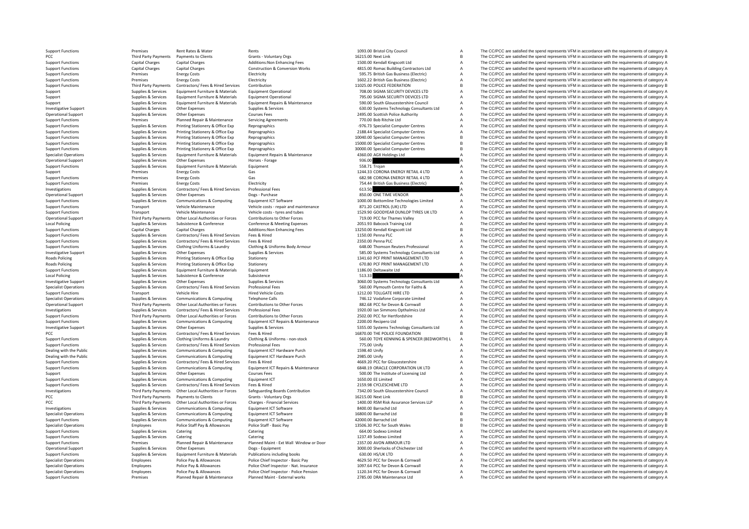| | | | | | | | |
|---|---|---|---|---|---|---|---|
| Support Functions | Premises | Rent Rates & Water | Rents | 1093.00 | Bristol City Council | A | The CC/PCC are satisfied the spend represents VFM in accordance with the requirements of category A |
| PCC | Third Party Payments | Payments to Clients | Grants - Voluntary Orgs | 16215.00 | Next Link | B | The CC/PCC are satisfied the spend represents VFM in accordance with the requirements of category B |
| Support Functions | Capital Charges | Capital Charges | Additions:Non Enhancing Fees | 1500.00 | Kendall Kingscott Ltd | A | The CC/PCC are satisfied the spend represents VFM in accordance with the requirements of category A |
| Support Functions | Capital Charges | Capital Charges | Construction & Conversion Works | 4815.00 | Romac Building Contractors Ltd | A | The CC/PCC are satisfied the spend represents VFM in accordance with the requirements of category A |
| Support Functions | Premises | Energy Costs | Electricity | 595.75 | British Gas Business (Electric) | A | The CC/PCC are satisfied the spend represents VFM in accordance with the requirements of category A |
| Support Functions | Premises | Energy Costs | Electricity | 1602.22 | British Gas Business (Electric) | A | The CC/PCC are satisfied the spend represents VFM in accordance with the requirements of category A |
| Support Functions | Third Party Payments | Contractors/ Fees & Hired Services | Contribution | 11025.00 | POLICE FEDERATION | B | The CC/PCC are satisfied the spend represents VFM in accordance with the requirements of category B |
| Support | Supplies & Services | Equipment Furniture & Materials | Equipment Operational | 708.00 | SIGMA SECURITY DEVICES LTD | A | The CC/PCC are satisfied the spend represents VFM in accordance with the requirements of category A |
| Support | Supplies & Services | Equipment Furniture & Materials | Equipment Operational | 795.00 | SIGMA SECURITY DEVICES LTD | A | The CC/PCC are satisfied the spend represents VFM in accordance with the requirements of category A |
| Support | Supplies & Services | Equipment Furniture & Materials | Equipment Repairs & Maintenance | 590.00 | South Gloucestershire Council | A | The CC/PCC are satisfied the spend represents VFM in accordance with the requirements of category A |
| Investigative Support | Supplies & Services | Other Expenses | Supplies & Services | 630.00 | Systems Technology Consultants Ltd | A | The CC/PCC are satisfied the spend represents VFM in accordance with the requirements of category A |
| Operational Support | Supplies & Services | Other Expenses | Courses Fees | 2495.00 | Scottish Police Authority | A | The CC/PCC are satisfied the spend represents VFM in accordance with the requirements of category A |
| Support Functions | Premises | Planned Repair & Maintenance | Servicing Agreements | 770.00 | Bob Ritchie Ltd | A | The CC/PCC are satisfied the spend represents VFM in accordance with the requirements of category A |
| Support Functions | Supplies & Services | Printing Stationery & Office Exp | Reprographics | -976.73 | Specialist Computer Centres | A | The CC/PCC are satisfied the spend represents VFM in accordance with the requirements of category A |
| Support Functions | Supplies & Services | Printing Stationery & Office Exp | Reprographics | 2188.44 | Specialist Computer Centres | A | The CC/PCC are satisfied the spend represents VFM in accordance with the requirements of category A |
| Support Functions | Supplies & Services | Printing Stationery & Office Exp | Reprographics | 10040.00 | Specialist Computer Centres | B | The CC/PCC are satisfied the spend represents VFM in accordance with the requirements of category B |
| Support Functions | Supplies & Services | Printing Stationery & Office Exp | Reprographics | 15000.00 | Specialist Computer Centres | B | The CC/PCC are satisfied the spend represents VFM in accordance with the requirements of category B |
| Support Functions | Supplies & Services | Printing Stationery & Office Exp | Reprographics | 30000.00 | Specialist Computer Centres | B | The CC/PCC are satisfied the spend represents VFM in accordance with the requirements of category B |
| Specialist Operations | Supplies & Services | Equipment Furniture & Materials | Equipment Repairs & Maintenance | 4360.00 | AGX Holdings Ltd | A | The CC/PCC are satisfied the spend represents VFM in accordance with the requirements of category A |
| Operational Support | Supplies & Services | Other Expenses | Horses - Forage | 936.00 | | A | The CC/PCC are satisfied the spend represents VFM in accordance with the requirements of category A |
| Support Functions | Supplies & Services | Equipment Furniture & Materials | Equipment | 558.71 | Trojan | A | The CC/PCC are satisfied the spend represents VFM in accordance with the requirements of category A |
| Support | Premises | Energy Costs | Gas | 1244.33 | CORONA ENERGY RETAIL 4 LTD | A | The CC/PCC are satisfied the spend represents VFM in accordance with the requirements of category A |
| Support Functions | Premises | Energy Costs | Gas | 682.98 | CORONA ENERGY RETAIL 4 LTD | A | The CC/PCC are satisfied the spend represents VFM in accordance with the requirements of category A |
| Support Functions | Premises | Energy Costs | Electricity | 754.44 | British Gas Business (Electric) | A | The CC/PCC are satisfied the spend represents VFM in accordance with the requirements of category A |
| Investigations | Supplies & Services | Contractors/ Fees & Hired Services | Professional Fees | 613.50 | | A | The CC/PCC are satisfied the spend represents VFM in accordance with the requirements of category A |
| Operational Support | Supplies & Services | Other Expenses | Dogs - Purchase | 850.00 | ONE TIME VENDOR | A | The CC/PCC are satisfied the spend represents VFM in accordance with the requirements of category A |
| Support Functions | Supplies & Services | Communications & Computing | Equipment ICT Software | 1000.00 | Bottomline Technologies Limited | A | The CC/PCC are satisfied the spend represents VFM in accordance with the requirements of category A |
| Support Functions | Transport | Vehicle Maintenance | Vehicle costs - repair and maintenance | 871.20 | CASTROL (UK) LTD | A | The CC/PCC are satisfied the spend represents VFM in accordance with the requirements of category A |
| Support Functions | Transport | Vehicle Maintenance | Vehicle costs - tyres and tubes | 1529.90 | GOODYEAR DUNLOP TYRES UK LTD | A | The CC/PCC are satisfied the spend represents VFM in accordance with the requirements of category A |
| Operational Support | Third Party Payments | Other Local Authorities or Forces | Contributions to Other Forces | 719.00 | PCC for Thames Valley | A | The CC/PCC are satisfied the spend represents VFM in accordance with the requirements of category A |
| Local Policing | Supplies & Services | Subsistence & Conference | Conference & Meeting Expenses | 2051.93 | Babcock Training Ltd | A | The CC/PCC are satisfied the spend represents VFM in accordance with the requirements of category A |
| Support Functions | Capital Charges | Capital Charges | Additions:Non Enhancing Fees | 13250.00 | Kendall Kingscott Ltd | B | The CC/PCC are satisfied the spend represents VFM in accordance with the requirements of category B |
| Support Functions | Supplies & Services | Contractors/ Fees & Hired Services | Fees & Hired | 1150.00 | Penna PLC | A | The CC/PCC are satisfied the spend represents VFM in accordance with the requirements of category A |
| Support Functions | Supplies & Services | Contractors/ Fees & Hired Services | Fees & Hired | 2350.00 | Penna PLC | A | The CC/PCC are satisfied the spend represents VFM in accordance with the requirements of category A |
| Support Functions | Supplies & Services | Clothing Uniforms & Laundry | Clothing & Uniforms Body Armour | 648.00 | Thomson Reuters Professional | A | The CC/PCC are satisfied the spend represents VFM in accordance with the requirements of category A |
| Investigative Support | Supplies & Services | Other Expenses | Supplies & Services | 585.00 | Systems Technology Consultants Ltd | A | The CC/PCC are satisfied the spend represents VFM in accordance with the requirements of category A |
| Roads Policing | Supplies & Services | Printing Stationery & Office Exp | Stationery | 1341.60 | PCF PRINT MANAGEMENT LTD | A | The CC/PCC are satisfied the spend represents VFM in accordance with the requirements of category A |
| Roads Policing | Supplies & Services | Printing Stationery & Office Exp | Stationery | 670.80 | PCF PRINT MANAGEMENT LTD | A | The CC/PCC are satisfied the spend represents VFM in accordance with the requirements of category A |
| Support Functions | Supplies & Services | Equipment Furniture & Materials | Equipment | 1186.00 | Deltawaite Ltd | A | The CC/PCC are satisfied the spend represents VFM in accordance with the requirements of category A |
| Local Policing | Supplies & Services | Subsistence & Conference | Subsistence | 513.33 | | A | The CC/PCC are satisfied the spend represents VFM in accordance with the requirements of category A |
| Investigative Support | Supplies & Services | Other Expenses | Supplies & Services | 3060.00 | Systems Technology Consultants Ltd | A | The CC/PCC are satisfied the spend represents VFM in accordance with the requirements of category A |
| Specialist Operations | Supplies & Services | Contractors/ Fees & Hired Services | Professional Fees | 560.00 | Plymouth Centre for Faiths & | A | The CC/PCC are satisfied the spend represents VFM in accordance with the requirements of category A |
| Support Functions | Transport | Vehicle Hire | Hired Vehicle Costs | 1212.00 | TOLLGATE HIRE LTD | A | The CC/PCC are satisfied the spend represents VFM in accordance with the requirements of category A |
| Specialist Operations | Supplies & Services | Communications & Computing | Telephone Calls | 746.12 | Vodafone Corporate Limited | A | The CC/PCC are satisfied the spend represents VFM in accordance with the requirements of category A |
| Operational Support | Third Party Payments | Other Local Authorities or Forces | Contributions to Other Forces | 882.68 | PCC for Devon & Cornwall | A | The CC/PCC are satisfied the spend represents VFM in accordance with the requirements of category A |
| Investigations | Supplies & Services | Contractors/ Fees & Hired Services | Professional Fees | 1920.00 | Ian Simmons Opthalmics Ltd | A | The CC/PCC are satisfied the spend represents VFM in accordance with the requirements of category A |
| Support Functions | Third Party Payments | Other Local Authorities or Forces | Contributions to Other Forces | 2502.00 | PCC for Hertfordshire | A | The CC/PCC are satisfied the spend represents VFM in accordance with the requirements of category A |
| Support Functions | Supplies & Services | Communications & Computing | Equipment ICT Repairs & Maintenance | 2200.00 | Recipero Ltd | A | The CC/PCC are satisfied the spend represents VFM in accordance with the requirements of category A |
| Investigative Support | Supplies & Services | Other Expenses | Supplies & Services | 5355.00 | Systems Technology Consultants Ltd | A | The CC/PCC are satisfied the spend represents VFM in accordance with the requirements of category A |
| PCC | Supplies & Services | Contractors/ Fees & Hired Services | Fees & Hired | 16870.00 | THE POLICE FOUNDATION | B | The CC/PCC are satisfied the spend represents VFM in accordance with the requirements of category B |
| Support Functions | Supplies & Services | Clothing Uniforms & Laundry | Clothing & Uniforms - non-stock | 560.00 | TOYE KENNING & SPENCER (BEDWORTH) L | A | The CC/PCC are satisfied the spend represents VFM in accordance with the requirements of category A |
| Support Functions | Supplies & Services | Contractors/ Fees & Hired Services | Professional Fees | 775.00 | Unify | A | The CC/PCC are satisfied the spend represents VFM in accordance with the requirements of category A |
| Dealing with the Public | Supplies & Services | Communications & Computing | Equipment ICT Hardware Purch | 1598.40 | Unify | A | The CC/PCC are satisfied the spend represents VFM in accordance with the requirements of category A |
| Dealing with the Public | Supplies & Services | Communications & Computing | Equipment ICT Hardware Purch | 2985.00 | Unify | A | The CC/PCC are satisfied the spend represents VFM in accordance with the requirements of category A |
| Support Functions | Supplies & Services | Contractors/ Fees & Hired Services | Fees & Hired | 4669.20 | PCC for Gloucestershire | A | The CC/PCC are satisfied the spend represents VFM in accordance with the requirements of category A |
| Support Functions | Supplies & Services | Communications & Computing | Equipment ICT Repairs & Maintenance | 6848.19 | ORACLE CORPORATION UK LTD | A | The CC/PCC are satisfied the spend represents VFM in accordance with the requirements of category A |
| Support | Supplies & Services | Other Expenses | Courses Fees | 500.00 | The Institute of Licensing Ltd | A | The CC/PCC are satisfied the spend represents VFM in accordance with the requirements of category A |
| Support Functions | Supplies & Services | Communications & Computing | Equipment ICT | 1650.00 | EE Limited | A | The CC/PCC are satisfied the spend represents VFM in accordance with the requirements of category A |
| Support Functions | Supplies & Services | Contractors/ Fees & Hired Services | Fees & Hired | 2159.98 | CYCLESCHEME LTD | A | The CC/PCC are satisfied the spend represents VFM in accordance with the requirements of category A |
| Investigations | Third Party Payments | Other Local Authorities or Forces | Safeguarding Boards Contribution | 7342.00 | South Gloucestershire Council | A | The CC/PCC are satisfied the spend represents VFM in accordance with the requirements of category A |
| PCC | Third Party Payments | Payments to Clients | Grants - Voluntary Orgs | 16215.00 | Next Link | B | The CC/PCC are satisfied the spend represents VFM in accordance with the requirements of category B |
| PCC | Third Party Payments | Other Local Authorities or Forces | Charges - Financial Services | 1400.00 | RSM Risk Assurance Services LLP | A | The CC/PCC are satisfied the spend represents VFM in accordance with the requirements of category A |
| Investigations | Supplies & Services | Communications & Computing | Equipment ICT Software | 8400.00 | Barrachd Ltd | A | The CC/PCC are satisfied the spend represents VFM in accordance with the requirements of category A |
| Specialist Operations | Supplies & Services | Communications & Computing | Equipment ICT Software | 16800.00 | Barrachd Ltd | B | The CC/PCC are satisfied the spend represents VFM in accordance with the requirements of category B |
| Support Functions | Supplies & Services | Communications & Computing | Equipment ICT Software | 42000.00 | Barrachd Ltd | B | The CC/PCC are satisfied the spend represents VFM in accordance with the requirements of category B |
| Specialist Operations | Employees | Police Staff Pay & Allowances | Police Staff - Basic Pay | 13506.30 | PCC for South Wales | B | The CC/PCC are satisfied the spend represents VFM in accordance with the requirements of category B |
| Support Functions | Supplies & Services | Catering | Catering | 664.00 | Sodexo Limited | A | The CC/PCC are satisfied the spend represents VFM in accordance with the requirements of category A |
| Support Functions | Supplies & Services | Catering | Catering | 1237.49 | Sodexo Limited | A | The CC/PCC are satisfied the spend represents VFM in accordance with the requirements of category A |
| Support Functions | Premises | Planned Repair & Maintenance | Planned Maint - Ext Wall Window or Door | 2357.00 | AVON ARMOUR LTD | A | The CC/PCC are satisfied the spend represents VFM in accordance with the requirements of category A |
| Operational Support | Supplies & Services | Other Expenses | Dogs - Equipment | 3000.00 | Sherlocks of Chichester Ltd | A | The CC/PCC are satisfied the spend represents VFM in accordance with the requirements of category A |
| Support Functions | Supplies & Services | Equipment Furniture & Materials | Publications including books | 630.00 | HS/UK LTD | A | The CC/PCC are satisfied the spend represents VFM in accordance with the requirements of category A |
| Specialist Operations | Employees | Police Pay & Allowances | Police Chief Inspector - Basic Pay | 4629.50 | PCC for Devon & Cornwall | A | The CC/PCC are satisfied the spend represents VFM in accordance with the requirements of category A |
| Specialist Operations | Employees | Police Pay & Allowances | Police Chief Inspector - Nat. Insurance | 1097.64 | PCC for Devon & Cornwall | A | The CC/PCC are satisfied the spend represents VFM in accordance with the requirements of category A |
| Specialist Operations | Employees | Police Pay & Allowances | Police Chief Inspector - Police Pension | 1120.34 | PCC for Devon & Cornwall | A | The CC/PCC are satisfied the spend represents VFM in accordance with the requirements of category A |
| Support Functions | Premises | Planned Repair & Maintenance | Planned Maint - External works | 2785.00 | DRA Maintenance Ltd | A | The CC/PCC are satisfied the spend represents VFM in accordance with the requirements of category A |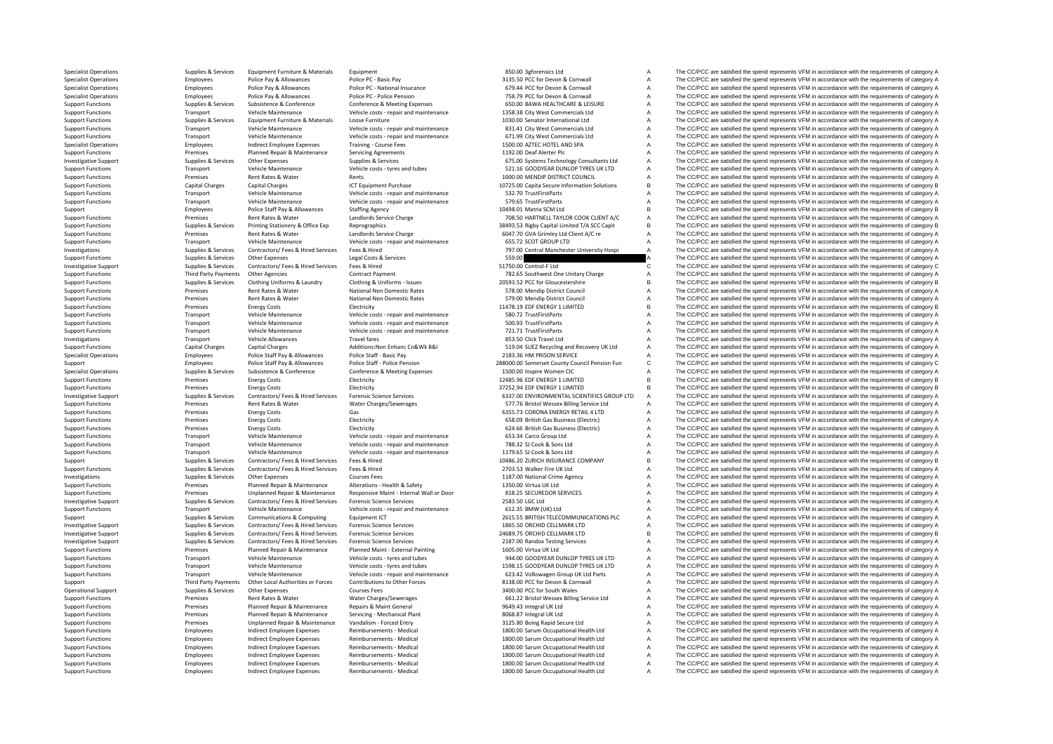| | | | | | | | |
|---|---|---|---|---|---|---|---|
| Specialist Operations | Supplies & Services | Equipment Furniture & Materials | Equipment | 850.00 | 3gforensics Ltd | A | The CC/PCC are satisfied the spend represents VFM in accordance with the requirements of category A |
| Specialist Operations | Employees | Police Pay & Allowances | Police PC - Basic Pay | 3135.50 | PCC for Devon & Cornwall | A | The CC/PCC are satisfied the spend represents VFM in accordance with the requirements of category A |
| Specialist Operations | Employees | Police Pay & Allowances | Police PC - National Insurance | 679.44 | PCC for Devon & Cornwall | A | The CC/PCC are satisfied the spend represents VFM in accordance with the requirements of category A |
| Specialist Operations | Employees | Police Pay & Allowances | Police PC - Police Pension | 758.79 | PCC for Devon & Cornwall | A | The CC/PCC are satisfied the spend represents VFM in accordance with the requirements of category A |
| Support Functions | Supplies & Services | Subsistence & Conference | Conference & Meeting Expenses | 650.00 | BAWA HEALTHCARE & LEISURE | A | The CC/PCC are satisfied the spend represents VFM in accordance with the requirements of category A |
| Support Functions | Transport | Vehicle Maintenance | Vehicle costs - repair and maintenance | 1358.38 | City West Commercials Ltd | A | The CC/PCC are satisfied the spend represents VFM in accordance with the requirements of category A |
| Support Functions | Supplies & Services | Equipment Furniture & Materials | Loose Furniture | 1030.00 | Senator International Ltd | A | The CC/PCC are satisfied the spend represents VFM in accordance with the requirements of category A |
| Support Functions | Transport | Vehicle Maintenance | Vehicle costs - repair and maintenance | 831.41 | City West Commercials Ltd | A | The CC/PCC are satisfied the spend represents VFM in accordance with the requirements of category A |
| Support Functions | Transport | Vehicle Maintenance | Vehicle costs - repair and maintenance | 671.99 | City West Commercials Ltd | A | The CC/PCC are satisfied the spend represents VFM in accordance with the requirements of category A |
| Specialist Operations | Employees | Indirect Employee Expenses | Training - Course Fees | 1500.00 | AZTEC HOTEL AND SPA | A | The CC/PCC are satisfied the spend represents VFM in accordance with the requirements of category A |
| Support Functions | Premises | Planned Repair & Maintenance | Servicing Agreements | 1192.00 | Deaf Alerter Plc | A | The CC/PCC are satisfied the spend represents VFM in accordance with the requirements of category A |
| Investigative Support | Supplies & Services | Other Expenses | Supplies & Services | 675.00 | Systems Technology Consultants Ltd | A | The CC/PCC are satisfied the spend represents VFM in accordance with the requirements of category A |
| Support Functions | Transport | Vehicle Maintenance | Vehicle costs - tyres and tubes | 521.16 | GOODYEAR DUNLOP TYRES UK LTD | A | The CC/PCC are satisfied the spend represents VFM in accordance with the requirements of category A |
| Support Functions | Premises | Rent Rates & Water | Rents | 1000.00 | MENDIP DISTRICT COUNCIL | A | The CC/PCC are satisfied the spend represents VFM in accordance with the requirements of category A |
| Support Functions | Capital Charges | Capital Charges | ICT Equipment Purchase | 10725.00 | Capita Secure Information Solutions | B | The CC/PCC are satisfied the spend represents VFM in accordance with the requirements of category B |
| Support Functions | Transport | Vehicle Maintenance | Vehicle costs - repair and maintenance | 532.70 | TrustFirstParts | A | The CC/PCC are satisfied the spend represents VFM in accordance with the requirements of category A |
| Support Functions | Transport | Vehicle Maintenance | Vehicle costs - repair and maintenance | 579.65 | TrustFirstParts | A | The CC/PCC are satisfied the spend represents VFM in accordance with the requirements of category A |
| Support | Employees | Police Staff Pay & Allowances | Staffing Agency | 10498.01 | Matrix SCM Ltd | B | The CC/PCC are satisfied the spend represents VFM in accordance with the requirements of category B |
| Support Functions | Premises | Rent Rates & Water | Landlords Service Charge | 708.50 | HARTNELL TAYLOR COOK CLIENT A/C | A | The CC/PCC are satisfied the spend represents VFM in accordance with the requirements of category A |
| Support Functions | Supplies & Services | Printing Stationery & Office Exp | Reprographics | 38493.53 | Rigby Capital Limited T/A SCC Capit | B | The CC/PCC are satisfied the spend represents VFM in accordance with the requirements of category B |
| Support Functions | Premises | Rent Rates & Water | Landlords Service Charge | 6047.70 | GVA Grimley Ltd Client A/C re | A | The CC/PCC are satisfied the spend represents VFM in accordance with the requirements of category A |
| Support Functions | Transport | Vehicle Maintenance | Vehicle costs - repair and maintenance | 655.72 | SCOT GROUP LTD | A | The CC/PCC are satisfied the spend represents VFM in accordance with the requirements of category A |
| Investigations | Supplies & Services | Contractors/ Fees & Hired Services | Fees & Hired | 797.00 | Central Manchester University Hospi | A | The CC/PCC are satisfied the spend represents VFM in accordance with the requirements of category A |
| Support Functions | Supplies & Services | Other Expenses | Legal Costs & Services | 559.00 | | A | The CC/PCC are satisfied the spend represents VFM in accordance with the requirements of category A |
| Investigative Support | Supplies & Services | Contractors/ Fees & Hired Services | Fees & Hired | 51750.00 | Control-F Ltd | C | The CC/PCC are satisfied the spend represents VFM in accordance with the requirements of category C |
| Support Functions | Third Party Payments | Other Agencies | Contract Payment | 782.65 | Southwest One Unitary Charge | A | The CC/PCC are satisfied the spend represents VFM in accordance with the requirements of category A |
| Support Functions | Supplies & Services | Clothing Uniforms & Laundry | Clothing & Uniforms - Issues | 20593.52 | PCC for Gloucestershire | B | The CC/PCC are satisfied the spend represents VFM in accordance with the requirements of category B |
| Support Functions | Premises | Rent Rates & Water | National Non Domestic Rates | 578.00 | Mendip District Council | A | The CC/PCC are satisfied the spend represents VFM in accordance with the requirements of category A |
| Support Functions | Premises | Rent Rates & Water | National Non Domestic Rates | 579.00 | Mendip District Council | A | The CC/PCC are satisfied the spend represents VFM in accordance with the requirements of category A |
| Support Functions | Premises | Energy Costs | Electricity | 11478.19 | EDF ENERGY 1 LIMITED | B | The CC/PCC are satisfied the spend represents VFM in accordance with the requirements of category B |
| Support Functions | Transport | Vehicle Maintenance | Vehicle costs - repair and maintenance | 580.72 | TrustFirstParts | A | The CC/PCC are satisfied the spend represents VFM in accordance with the requirements of category A |
| Support Functions | Transport | Vehicle Maintenance | Vehicle costs - repair and maintenance | 500.93 | TrustFirstParts | A | The CC/PCC are satisfied the spend represents VFM in accordance with the requirements of category A |
| Support Functions | Transport | Vehicle Maintenance | Vehicle costs - repair and maintenance | 721.71 | TrustFirstParts | A | The CC/PCC are satisfied the spend represents VFM in accordance with the requirements of category A |
| Investigations | Transport | Vehicle Allowances | Travel fares | 853.50 | Click Travel Ltd | A | The CC/PCC are satisfied the spend represents VFM in accordance with the requirements of category A |
| Support Functions | Capital Charges | Capital Charges | Additions:Non Enhanc Cn&Wk B&I | 519.04 | SUEZ Recycling and Recovery UK Ltd | A | The CC/PCC are satisfied the spend represents VFM in accordance with the requirements of category A |
| Specialist Operations | Employees | Police Staff Pay & Allowances | Police Staff - Basic Pay | 2183.36 | HM PRISON SERVICE | A | The CC/PCC are satisfied the spend represents VFM in accordance with the requirements of category A |
| Support | Employees | Police Staff Pay & Allowances | Police Staff - Police Pension | 288000.00 | Somerset County Council Pension Fun | C | The CC/PCC are satisfied the spend represents VFM in accordance with the requirements of category C |
| Specialist Operations | Supplies & Services | Subsistence & Conference | Conference & Meeting Expenses | 1500.00 | Inspire Women CIC | A | The CC/PCC are satisfied the spend represents VFM in accordance with the requirements of category A |
| Support Functions | Premises | Energy Costs | Electricity | 12485.96 | EDF ENERGY 1 LIMITED | B | The CC/PCC are satisfied the spend represents VFM in accordance with the requirements of category B |
| Support Functions | Premises | Energy Costs | Electricity | 37252.94 | EDF ENERGY 1 LIMITED | B | The CC/PCC are satisfied the spend represents VFM in accordance with the requirements of category B |
| Investigative Support | Supplies & Services | Contractors/ Fees & Hired Services | Forensic Science Services | 6337.00 | ENVIRONMENTAL SCIENTIFICS GROUP LTD | A | The CC/PCC are satisfied the spend represents VFM in accordance with the requirements of category A |
| Support Functions | Premises | Rent Rates & Water | Water Charges/Sewerages | 577.76 | Bristol Wessex Billing Service Ltd | A | The CC/PCC are satisfied the spend represents VFM in accordance with the requirements of category A |
| Support Functions | Premises | Energy Costs | Gas | 6355.73 | CORONA ENERGY RETAIL 4 LTD | A | The CC/PCC are satisfied the spend represents VFM in accordance with the requirements of category A |
| Support Functions | Premises | Energy Costs | Electricity | 658.09 | British Gas Business (Electric) | A | The CC/PCC are satisfied the spend represents VFM in accordance with the requirements of category A |
| Support Functions | Premises | Energy Costs | Electricity | 624.66 | British Gas Business (Electric) | A | The CC/PCC are satisfied the spend represents VFM in accordance with the requirements of category A |
| Support Functions | Transport | Vehicle Maintenance | Vehicle costs - repair and maintenance | 653.34 | Carco Group Ltd | A | The CC/PCC are satisfied the spend represents VFM in accordance with the requirements of category A |
| Support Functions | Transport | Vehicle Maintenance | Vehicle costs - repair and maintenance | 788.32 | SJ Cook & Sons Ltd | A | The CC/PCC are satisfied the spend represents VFM in accordance with the requirements of category A |
| Support Functions | Transport | Vehicle Maintenance | Vehicle costs - repair and maintenance | 1179.65 | SJ Cook & Sons Ltd | A | The CC/PCC are satisfied the spend represents VFM in accordance with the requirements of category A |
| Support | Supplies & Services | Contractors/ Fees & Hired Services | Fees & Hired | 10486.20 | ZURICH INSURANCE COMPANY | B | The CC/PCC are satisfied the spend represents VFM in accordance with the requirements of category B |
| Support Functions | Supplies & Services | Contractors/ Fees & Hired Services | Fees & Hired | 2703.53 | Walker Fire UK Ltd | A | The CC/PCC are satisfied the spend represents VFM in accordance with the requirements of category A |
| Investigations | Supplies & Services | Other Expenses | Courses Fees | 1187.00 | National Crime Agency | A | The CC/PCC are satisfied the spend represents VFM in accordance with the requirements of category A |
| Support Functions | Premises | Planned Repair & Maintenance | Alterations - Health & Safety | 1350.00 | Virtua UK Ltd | A | The CC/PCC are satisfied the spend represents VFM in accordance with the requirements of category A |
| Support Functions | Premises | Unplanned Repair & Maintenance | Responsive Maint - Internal Wall or Door | 818.25 | SECUREDOR SERVICES | A | The CC/PCC are satisfied the spend represents VFM in accordance with the requirements of category A |
| Investigative Support | Supplies & Services | Contractors/ Fees & Hired Services | Forensic Science Services | 2583.50 | LGC Ltd | A | The CC/PCC are satisfied the spend represents VFM in accordance with the requirements of category A |
| Support Functions | Transport | Vehicle Maintenance | Vehicle costs - repair and maintenance | 612.35 | BMW (UK) Ltd | A | The CC/PCC are satisfied the spend represents VFM in accordance with the requirements of category A |
| Support | Supplies & Services | Communications & Computing | Equipment ICT | 2615.55 | BRITISH TELECOMMUNICATIONS PLC | A | The CC/PCC are satisfied the spend represents VFM in accordance with the requirements of category A |
| Investigative Support | Supplies & Services | Contractors/ Fees & Hired Services | Forensic Science Services | 1865.50 | ORCHID CELLMARK LTD | A | The CC/PCC are satisfied the spend represents VFM in accordance with the requirements of category A |
| Investigative Support | Supplies & Services | Contractors/ Fees & Hired Services | Forensic Science Services | 24689.75 | ORCHID CELLMARK LTD | B | The CC/PCC are satisfied the spend represents VFM in accordance with the requirements of category B |
| Investigative Support | Supplies & Services | Contractors/ Fees & Hired Services | Forensic Science Services | 2187.00 | Randox Testing Services | A | The CC/PCC are satisfied the spend represents VFM in accordance with the requirements of category A |
| Support Functions | Premises | Planned Repair & Maintenance | Planned Maint - External Painting | 1605.00 | Virtua UK Ltd | A | The CC/PCC are satisfied the spend represents VFM in accordance with the requirements of category A |
| Support Functions | Transport | Vehicle Maintenance | Vehicle costs - tyres and tubes | 944.00 | GOODYEAR DUNLOP TYRES UK LTD | A | The CC/PCC are satisfied the spend represents VFM in accordance with the requirements of category A |
| Support Functions | Transport | Vehicle Maintenance | Vehicle costs - tyres and tubes | 1598.15 | GOODYEAR DUNLOP TYRES UK LTD | A | The CC/PCC are satisfied the spend represents VFM in accordance with the requirements of category A |
| Support Functions | Transport | Vehicle Maintenance | Vehicle costs - repair and maintenance | 623.42 | Volkswagen Group UK Ltd Parts | A | The CC/PCC are satisfied the spend represents VFM in accordance with the requirements of category A |
| Support | Third Party Payments | Other Local Authorities or Forces | Contributions to Other Forces | 8138.00 | PCC for Devon & Cornwall | A | The CC/PCC are satisfied the spend represents VFM in accordance with the requirements of category A |
| Operational Support | Supplies & Services | Other Expenses | Courses Fees | 3400.00 | PCC for South Wales | A | The CC/PCC are satisfied the spend represents VFM in accordance with the requirements of category A |
| Support Functions | Premises | Rent Rates & Water | Water Charges/Sewerages | 661.22 | Bristol Wessex Billing Service Ltd | A | The CC/PCC are satisfied the spend represents VFM in accordance with the requirements of category A |
| Support Functions | Premises | Planned Repair & Maintenance | Repairs & Maint General | 9649.43 | Integral UK Ltd | A | The CC/PCC are satisfied the spend represents VFM in accordance with the requirements of category A |
| Support Functions | Premises | Planned Repair & Maintenance | Servicing - Mechanical Plant | 8068.87 | Integral UK Ltd | A | The CC/PCC are satisfied the spend represents VFM in accordance with the requirements of category A |
| Support Functions | Premises | Unplanned Repair & Maintenance | Vandalism - Forced Entry | 3125.80 | Boing Rapid Secure Ltd | A | The CC/PCC are satisfied the spend represents VFM in accordance with the requirements of category A |
| Support Functions | Employees | Indirect Employee Expenses | Reimbursements - Medical | 1800.00 | Sarum Occupational Health Ltd | A | The CC/PCC are satisfied the spend represents VFM in accordance with the requirements of category A |
| Support Functions | Employees | Indirect Employee Expenses | Reimbursements - Medical | 1800.00 | Sarum Occupational Health Ltd | A | The CC/PCC are satisfied the spend represents VFM in accordance with the requirements of category A |
| Support Functions | Employees | Indirect Employee Expenses | Reimbursements - Medical | 1800.00 | Sarum Occupational Health Ltd | A | The CC/PCC are satisfied the spend represents VFM in accordance with the requirements of category A |
| Support Functions | Employees | Indirect Employee Expenses | Reimbursements - Medical | 1800.00 | Sarum Occupational Health Ltd | A | The CC/PCC are satisfied the spend represents VFM in accordance with the requirements of category A |
| Support Functions | Employees | Indirect Employee Expenses | Reimbursements - Medical | 1800.00 | Sarum Occupational Health Ltd | A | The CC/PCC are satisfied the spend represents VFM in accordance with the requirements of category A |
| Support Functions | Employees | Indirect Employee Expenses | Reimbursements - Medical | 1800.00 | Sarum Occupational Health Ltd | A | The CC/PCC are satisfied the spend represents VFM in accordance with the requirements of category A |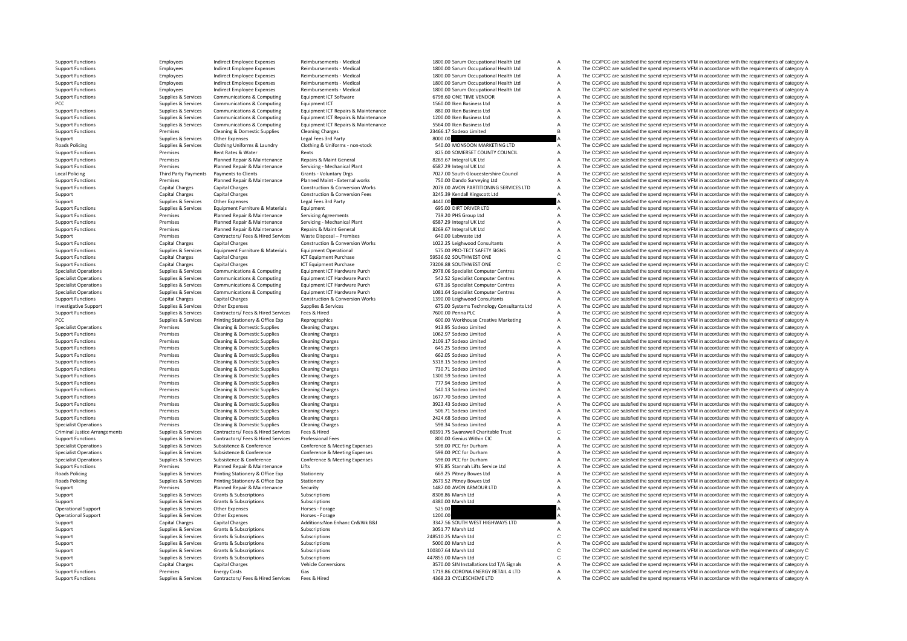| | | | | | | |
|---|---|---|---|---|---|---|
| Support Functions | Employees | Indirect Employee Expenses | Reimbursements - Medical | 1800.00 Sarum Occupational Health Ltd | A | The CC/PCC are satisfied the spend represents VFM in accordance with the requirements of category A |
| Support Functions | Employees | Indirect Employee Expenses | Reimbursements - Medical | 1800.00 Sarum Occupational Health Ltd | A | The CC/PCC are satisfied the spend represents VFM in accordance with the requirements of category A |
| Support Functions | Employees | Indirect Employee Expenses | Reimbursements - Medical | 1800.00 Sarum Occupational Health Ltd | A | The CC/PCC are satisfied the spend represents VFM in accordance with the requirements of category A |
| Support Functions | Employees | Indirect Employee Expenses | Reimbursements - Medical | 1800.00 Sarum Occupational Health Ltd | A | The CC/PCC are satisfied the spend represents VFM in accordance with the requirements of category A |
| Support Functions | Employees | Indirect Employee Expenses | Reimbursements - Medical | 1800.00 Sarum Occupational Health Ltd | A | The CC/PCC are satisfied the spend represents VFM in accordance with the requirements of category A |
| Support Functions | Supplies & Services | Communications & Computing | Equipment ICT Software | 6798.60 ONE TIME VENDOR | A | The CC/PCC are satisfied the spend represents VFM in accordance with the requirements of category A |
| PCC | Supplies & Services | Communications & Computing | Equipment ICT | 1560.00 Iken Business Ltd | A | The CC/PCC are satisfied the spend represents VFM in accordance with the requirements of category A |
| Support Functions | Supplies & Services | Communications & Computing | Equipment ICT Repairs & Maintenance | 880.00 Iken Business Ltd | A | The CC/PCC are satisfied the spend represents VFM in accordance with the requirements of category A |
| Support Functions | Supplies & Services | Communications & Computing | Equipment ICT Repairs & Maintenance | 1200.00 Iken Business Ltd | A | The CC/PCC are satisfied the spend represents VFM in accordance with the requirements of category A |
| Support Functions | Supplies & Services | Communications & Computing | Equipment ICT Repairs & Maintenance | 5564.00 Iken Business Ltd | A | The CC/PCC are satisfied the spend represents VFM in accordance with the requirements of category A |
| Support Functions | Premises | Cleaning & Domestic Supplies | Cleaning Charges | 23466.17 Sodexo Limited | B | The CC/PCC are satisfied the spend represents VFM in accordance with the requirements of category B |
| Support | Supplies & Services | Other Expenses | Legal Fees 3rd Party | 8000.00 | A | The CC/PCC are satisfied the spend represents VFM in accordance with the requirements of category A |
| Roads Policing | Supplies & Services | Clothing Uniforms & Laundry | Clothing & Uniforms - non-stock | 540.00 MONSOON MARKETING LTD | A | The CC/PCC are satisfied the spend represents VFM in accordance with the requirements of category A |
| Support Functions | Premises | Rent Rates & Water | Rents | 825.00 SOMERSET COUNTY COUNCIL | A | The CC/PCC are satisfied the spend represents VFM in accordance with the requirements of category A |
| Support Functions | Premises | Planned Repair & Maintenance | Repairs & Maint General | 8269.67 Integral UK Ltd | A | The CC/PCC are satisfied the spend represents VFM in accordance with the requirements of category A |
| Support Functions | Premises | Planned Repair & Maintenance | Servicing - Mechanical Plant | 6587.29 Integral UK Ltd | A | The CC/PCC are satisfied the spend represents VFM in accordance with the requirements of category A |
| Local Policing | Third Party Payments | Payments to Clients | Grants - Voluntary Orgs | 7027.00 South Gloucestershire Council | A | The CC/PCC are satisfied the spend represents VFM in accordance with the requirements of category A |
| Support Functions | Premises | Planned Repair & Maintenance | Planned Maint - External works | 750.00 Dando Surveying Ltd | A | The CC/PCC are satisfied the spend represents VFM in accordance with the requirements of category A |
| Support Functions | Capital Charges | Capital Charges | Construction & Conversion Works | 2078.00 AVON PARTITIONING SERVICES LTD | A | The CC/PCC are satisfied the spend represents VFM in accordance with the requirements of category A |
| Support | Capital Charges | Capital Charges | Construction & Conversion Fees | 3245.39 Kendall Kingscott Ltd | A | The CC/PCC are satisfied the spend represents VFM in accordance with the requirements of category A |
| Support | Supplies & Services | Other Expenses | Legal Fees 3rd Party | 4440.00 | A | The CC/PCC are satisfied the spend represents VFM in accordance with the requirements of category A |
| Support Functions | Supplies & Services | Equipment Furniture & Materials | Equipment | 695.00 DIRT DRIVER LTD | A | The CC/PCC are satisfied the spend represents VFM in accordance with the requirements of category A |
| Support Functions | Premises | Planned Repair & Maintenance | Servicing Agreements | 739.20 PHS Group Ltd | A | The CC/PCC are satisfied the spend represents VFM in accordance with the requirements of category A |
| Support Functions | Premises | Planned Repair & Maintenance | Servicing - Mechanical Plant | 6587.29 Integral UK Ltd | A | The CC/PCC are satisfied the spend represents VFM in accordance with the requirements of category A |
| Support Functions | Premises | Planned Repair & Maintenance | Repairs & Maint General | 8269.67 Integral UK Ltd | A | The CC/PCC are satisfied the spend represents VFM in accordance with the requirements of category A |
| Support | Premises | Contractors/ Fees & Hired Services | Waste Disposal – Premises | 640.00 Labwaste Ltd | A | The CC/PCC are satisfied the spend represents VFM in accordance with the requirements of category A |
| Support Functions | Capital Charges | Capital Charges | Construction & Conversion Works | 1022.25 Leighwood Consultants | A | The CC/PCC are satisfied the spend represents VFM in accordance with the requirements of category A |
| Support Functions | Supplies & Services | Equipment Furniture & Materials | Equipment Operational | 575.00 PRO-TECT SAFETY SIGNS | A | The CC/PCC are satisfied the spend represents VFM in accordance with the requirements of category A |
| Support Functions | Capital Charges | Capital Charges | ICT Equipment Purchase | 59536.92 SOUTHWEST ONE | C | The CC/PCC are satisfied the spend represents VFM in accordance with the requirements of category C |
| Support Functions | Capital Charges | Capital Charges | ICT Equipment Purchase | 73208.88 SOUTHWEST ONE | C | The CC/PCC are satisfied the spend represents VFM in accordance with the requirements of category C |
| Specialist Operations | Supplies & Services | Communications & Computing | Equipment ICT Hardware Purch | 2978.06 Specialist Computer Centres | A | The CC/PCC are satisfied the spend represents VFM in accordance with the requirements of category A |
| Specialist Operations | Supplies & Services | Communications & Computing | Equipment ICT Hardware Purch | 542.52 Specialist Computer Centres | A | The CC/PCC are satisfied the spend represents VFM in accordance with the requirements of category A |
| Specialist Operations | Supplies & Services | Communications & Computing | Equipment ICT Hardware Purch | 678.16 Specialist Computer Centres | A | The CC/PCC are satisfied the spend represents VFM in accordance with the requirements of category A |
| Specialist Operations | Supplies & Services | Communications & Computing | Equipment ICT Hardware Purch | 1081.64 Specialist Computer Centres | A | The CC/PCC are satisfied the spend represents VFM in accordance with the requirements of category A |
| Support Functions | Capital Charges | Capital Charges | Construction & Conversion Works | 1390.00 Leighwood Consultants | A | The CC/PCC are satisfied the spend represents VFM in accordance with the requirements of category A |
| Investigative Support | Supplies & Services | Other Expenses | Supplies & Services | 675.00 Systems Technology Consultants Ltd | A | The CC/PCC are satisfied the spend represents VFM in accordance with the requirements of category A |
| Support Functions | Supplies & Services | Contractors/ Fees & Hired Services | Fees & Hired | 7600.00 Penna PLC | A | The CC/PCC are satisfied the spend represents VFM in accordance with the requirements of category A |
| PCC | Supplies & Services | Printing Stationery & Office Exp | Reprographics | 600.00 Workhouse Creative Marketing | A | The CC/PCC are satisfied the spend represents VFM in accordance with the requirements of category A |
| Specialist Operations | Premises | Cleaning & Domestic Supplies | Cleaning Charges | 913.95 Sodexo Limited | A | The CC/PCC are satisfied the spend represents VFM in accordance with the requirements of category A |
| Support Functions | Premises | Cleaning & Domestic Supplies | Cleaning Charges | 1062.97 Sodexo Limited | A | The CC/PCC are satisfied the spend represents VFM in accordance with the requirements of category A |
| Support Functions | Premises | Cleaning & Domestic Supplies | Cleaning Charges | 2109.17 Sodexo Limited | A | The CC/PCC are satisfied the spend represents VFM in accordance with the requirements of category A |
| Support Functions | Premises | Cleaning & Domestic Supplies | Cleaning Charges | 645.25 Sodexo Limited | A | The CC/PCC are satisfied the spend represents VFM in accordance with the requirements of category A |
| Support Functions | Premises | Cleaning & Domestic Supplies | Cleaning Charges | 662.05 Sodexo Limited | A | The CC/PCC are satisfied the spend represents VFM in accordance with the requirements of category A |
| Support Functions | Premises | Cleaning & Domestic Supplies | Cleaning Charges | 5318.15 Sodexo Limited | A | The CC/PCC are satisfied the spend represents VFM in accordance with the requirements of category A |
| Support Functions | Premises | Cleaning & Domestic Supplies | Cleaning Charges | 730.71 Sodexo Limited | A | The CC/PCC are satisfied the spend represents VFM in accordance with the requirements of category A |
| Support Functions | Premises | Cleaning & Domestic Supplies | Cleaning Charges | 1300.59 Sodexo Limited | A | The CC/PCC are satisfied the spend represents VFM in accordance with the requirements of category A |
| Support Functions | Premises | Cleaning & Domestic Supplies | Cleaning Charges | 777.94 Sodexo Limited | A | The CC/PCC are satisfied the spend represents VFM in accordance with the requirements of category A |
| Support Functions | Premises | Cleaning & Domestic Supplies | Cleaning Charges | 540.13 Sodexo Limited | A | The CC/PCC are satisfied the spend represents VFM in accordance with the requirements of category A |
| Support Functions | Premises | Cleaning & Domestic Supplies | Cleaning Charges | 1677.70 Sodexo Limited | A | The CC/PCC are satisfied the spend represents VFM in accordance with the requirements of category A |
| Support Functions | Premises | Cleaning & Domestic Supplies | Cleaning Charges | 3923.43 Sodexo Limited | A | The CC/PCC are satisfied the spend represents VFM in accordance with the requirements of category A |
| Support Functions | Premises | Cleaning & Domestic Supplies | Cleaning Charges | 506.71 Sodexo Limited | A | The CC/PCC are satisfied the spend represents VFM in accordance with the requirements of category A |
| Support Functions | Premises | Cleaning & Domestic Supplies | Cleaning Charges | 2424.68 Sodexo Limited | A | The CC/PCC are satisfied the spend represents VFM in accordance with the requirements of category A |
| Specialist Operations | Premises | Cleaning & Domestic Supplies | Cleaning Charges | 598.34 Sodexo Limited | A | The CC/PCC are satisfied the spend represents VFM in accordance with the requirements of category A |
| Criminal Justice Arrangements | Supplies & Services | Contractors/ Fees & Hired Services | Fees & Hired | 60391.75 Swanswell Charitable Trust | C | The CC/PCC are satisfied the spend represents VFM in accordance with the requirements of category C |
| Support Functions | Supplies & Services | Contractors/ Fees & Hired Services | Professional Fees | 800.00 Genius Within CIC | A | The CC/PCC are satisfied the spend represents VFM in accordance with the requirements of category A |
| Specialist Operations | Supplies & Services | Subsistence & Conference | Conference & Meeting Expenses | 598.00 PCC for Durham | A | The CC/PCC are satisfied the spend represents VFM in accordance with the requirements of category A |
| Specialist Operations | Supplies & Services | Subsistence & Conference | Conference & Meeting Expenses | 598.00 PCC for Durham | A | The CC/PCC are satisfied the spend represents VFM in accordance with the requirements of category A |
| Specialist Operations | Supplies & Services | Subsistence & Conference | Conference & Meeting Expenses | 598.00 PCC for Durham | A | The CC/PCC are satisfied the spend represents VFM in accordance with the requirements of category A |
| Support Functions | Premises | Planned Repair & Maintenance | Lifts | 976.85 Stannah Lifts Service Ltd | A | The CC/PCC are satisfied the spend represents VFM in accordance with the requirements of category A |
| Roads Policing | Supplies & Services | Printing Stationery & Office Exp | Stationery | 669.25 Pitney Bowes Ltd | A | The CC/PCC are satisfied the spend represents VFM in accordance with the requirements of category A |
| Roads Policing | Supplies & Services | Printing Stationery & Office Exp | Stationery | 2679.52 Pitney Bowes Ltd | A | The CC/PCC are satisfied the spend represents VFM in accordance with the requirements of category A |
| Support | Premises | Planned Repair & Maintenance | Security | 1487.00 AVON ARMOUR LTD | A | The CC/PCC are satisfied the spend represents VFM in accordance with the requirements of category A |
| Support | Supplies & Services | Grants & Subscriptions | Subscriptions | 8308.86 Marsh Ltd | A | The CC/PCC are satisfied the spend represents VFM in accordance with the requirements of category A |
| Support | Supplies & Services | Grants & Subscriptions | Subscriptions | 4380.00 Marsh Ltd | A | The CC/PCC are satisfied the spend represents VFM in accordance with the requirements of category A |
| Operational Support | Supplies & Services | Other Expenses | Horses - Forage | 525.00 | A | The CC/PCC are satisfied the spend represents VFM in accordance with the requirements of category A |
| Operational Support | Supplies & Services | Other Expenses | Horses - Forage | 1200.00 | A | The CC/PCC are satisfied the spend represents VFM in accordance with the requirements of category A |
| Support | Capital Charges | Capital Charges | Additions:Non Enhanc Cn&Wk B&I | 3347.56 SOUTH WEST HIGHWAYS LTD | A | The CC/PCC are satisfied the spend represents VFM in accordance with the requirements of category A |
| Support | Supplies & Services | Grants & Subscriptions | Subscriptions | 3051.77 Marsh Ltd | A | The CC/PCC are satisfied the spend represents VFM in accordance with the requirements of category A |
| Support | Supplies & Services | Grants & Subscriptions | Subscriptions | 248510.25 Marsh Ltd | C | The CC/PCC are satisfied the spend represents VFM in accordance with the requirements of category C |
| Support | Supplies & Services | Grants & Subscriptions | Subscriptions | 5000.00 Marsh Ltd | A | The CC/PCC are satisfied the spend represents VFM in accordance with the requirements of category A |
| Support | Supplies & Services | Grants & Subscriptions | Subscriptions | 100307.64 Marsh Ltd | C | The CC/PCC are satisfied the spend represents VFM in accordance with the requirements of category C |
| Support | Supplies & Services | Grants & Subscriptions | Subscriptions | 447855.00 Marsh Ltd | C | The CC/PCC are satisfied the spend represents VFM in accordance with the requirements of category C |
| Support | Capital Charges | Capital Charges | Vehicle Conversions | 3570.00 SJN Installations Ltd T/A Signals | A | The CC/PCC are satisfied the spend represents VFM in accordance with the requirements of category A |
| Support Functions | Premises | Energy Costs | Gas | 1719.86 CORONA ENERGY RETAIL 4 LTD | A | The CC/PCC are satisfied the spend represents VFM in accordance with the requirements of category A |
| Support Functions | Supplies & Services | Contractors/ Fees & Hired Services | Fees & Hired | 4368.23 CYCLESCHEME LTD | A | The CC/PCC are satisfied the spend represents VFM in accordance with the requirements of category A |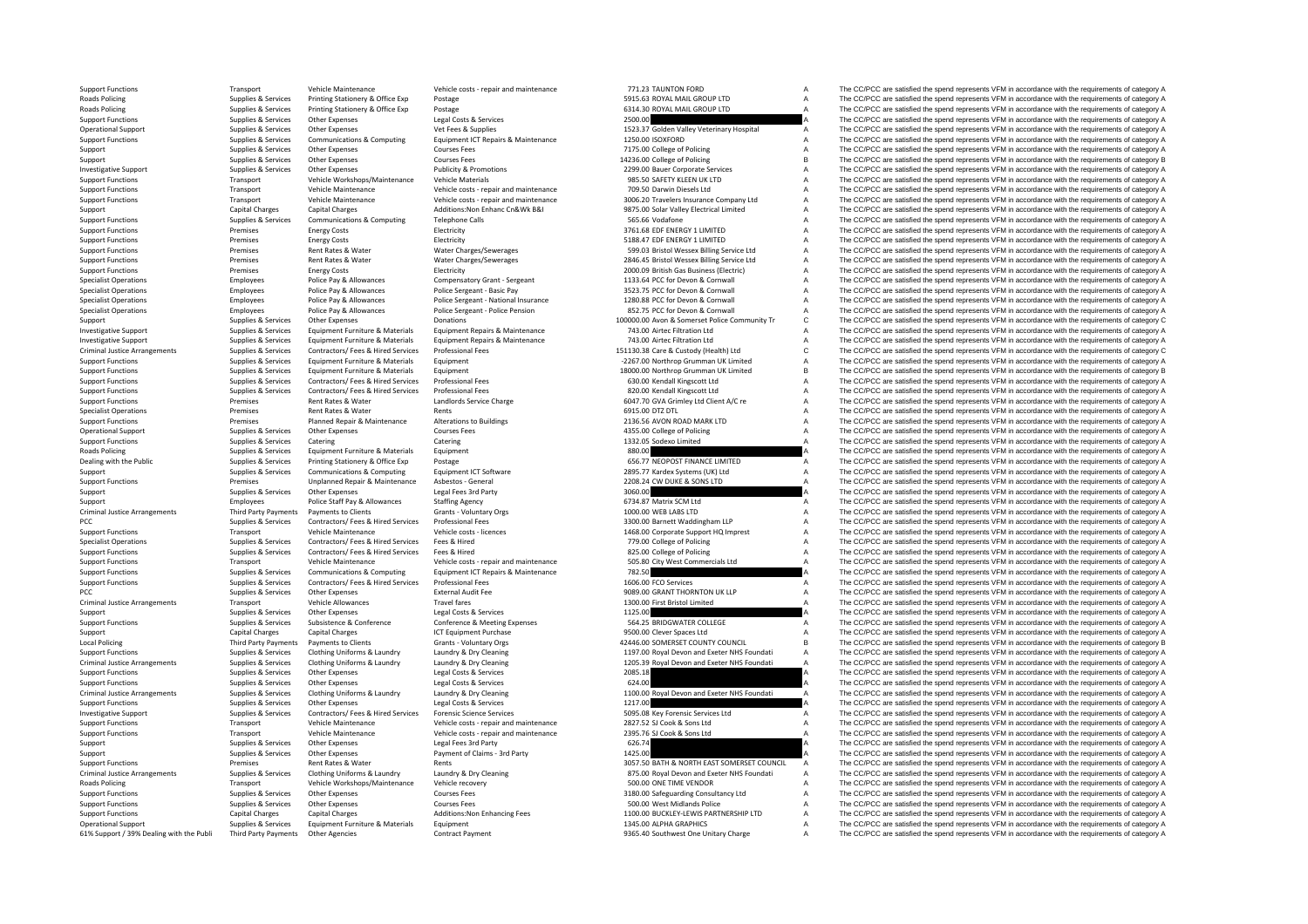| | | | | | | | |
|---|---|---|---|---|---|---|---|
| Support Functions | Transport | Vehicle Maintenance | Vehicle costs ‐ repair and maintenance | 771.23 | TAUNTON FORD | A | The CC/PCC are satisfied the spend represents VFM in accordance with the requirements of category A |
| Roads Policing | Supplies & Services | Printing Stationery & Office Exp | Postage | 5915.63 | ROYAL MAIL GROUP LTD | A | The CC/PCC are satisfied the spend represents VFM in accordance with the requirements of category A |
| Roads Policing | Supplies & Services | Printing Stationery & Office Exp | Postage | 6314.30 | ROYAL MAIL GROUP LTD | A | The CC/PCC are satisfied the spend represents VFM in accordance with the requirements of category A |
| Support Functions | Supplies & Services | Other Expenses | Legal Costs & Services | 2500.00 | | A | The CC/PCC are satisfied the spend represents VFM in accordance with the requirements of category A |
| Operational Support | Supplies & Services | Other Expenses | Vet Fees & Supplies | 1523.37 | Golden Valley Veterinary Hospital | A | The CC/PCC are satisfied the spend represents VFM in accordance with the requirements of category A |
| Support Functions | Supplies & Services | Communications & Computing | Equipment ICT Repairs & Maintenance | 1250.00 | ISOXFORD | A | The CC/PCC are satisfied the spend represents VFM in accordance with the requirements of category A |
| Support | Supplies & Services | Other Expenses | Courses Fees | 7175.00 | College of Policing | A | The CC/PCC are satisfied the spend represents VFM in accordance with the requirements of category A |
| Support | Supplies & Services | Other Expenses | Courses Fees | 14236.00 | College of Policing | B | The CC/PCC are satisfied the spend represents VFM in accordance with the requirements of category B |
| Investigative Support | Supplies & Services | Other Expenses | Publicity & Promotions | 2299.00 | Bauer Corporate Services | A | The CC/PCC are satisfied the spend represents VFM in accordance with the requirements of category A |
| Support Functions | Transport | Vehicle Workshops/Maintenance | Vehicle Materials | 985.50 | SAFETY KLEEN UK LTD | A | The CC/PCC are satisfied the spend represents VFM in accordance with the requirements of category A |
| Support Functions | Transport | Vehicle Maintenance | Vehicle costs ‐ repair and maintenance | 709.50 | Darwin Diesels Ltd | A | The CC/PCC are satisfied the spend represents VFM in accordance with the requirements of category A |
| Support Functions | Transport | Vehicle Maintenance | Vehicle costs ‐ repair and maintenance | 3006.20 | Travelers Insurance Company Ltd | A | The CC/PCC are satisfied the spend represents VFM in accordance with the requirements of category A |
| Support | Capital Charges | Capital Charges | Additions:Non Enhanc Cn&Wk B&I | 9875.00 | Solar Valley Electrical Limited | A | The CC/PCC are satisfied the spend represents VFM in accordance with the requirements of category A |
| Support Functions | Supplies & Services | Communications & Computing | Telephone Calls | 565.66 | Vodafone | A | The CC/PCC are satisfied the spend represents VFM in accordance with the requirements of category A |
| Support Functions | Premises | Energy Costs | Electricity | 3761.68 | EDF ENERGY 1 LIMITED | A | The CC/PCC are satisfied the spend represents VFM in accordance with the requirements of category A |
| Support Functions | Premises | Energy Costs | Electricity | 5188.47 | EDF ENERGY 1 LIMITED | A | The CC/PCC are satisfied the spend represents VFM in accordance with the requirements of category A |
| Support Functions | Premises | Rent Rates & Water | Water Charges/Sewerages | 599.03 | Bristol Wessex Billing Service Ltd | A | The CC/PCC are satisfied the spend represents VFM in accordance with the requirements of category A |
| Support Functions | Premises | Rent Rates & Water | Water Charges/Sewerages | 2846.45 | Bristol Wessex Billing Service Ltd | A | The CC/PCC are satisfied the spend represents VFM in accordance with the requirements of category A |
| Support Functions | Premises | Energy Costs | Electricity | 2000.09 | British Gas Business (Electric) | A | The CC/PCC are satisfied the spend represents VFM in accordance with the requirements of category A |
| Specialist Operations | Employees | Police Pay & Allowances | Compensatory Grant ‐ Sergeant | 1133.64 | PCC for Devon & Cornwall | A | The CC/PCC are satisfied the spend represents VFM in accordance with the requirements of category A |
| Specialist Operations | Employees | Police Pay & Allowances | Police Sergeant ‐ Basic Pay | 3523.75 | PCC for Devon & Cornwall | A | The CC/PCC are satisfied the spend represents VFM in accordance with the requirements of category A |
| Specialist Operations | Employees | Police Pay & Allowances | Police Sergeant ‐ National Insurance | 1280.88 | PCC for Devon & Cornwall | A | The CC/PCC are satisfied the spend represents VFM in accordance with the requirements of category A |
| Specialist Operations | Employees | Police Pay & Allowances | Police Sergeant ‐ Police Pension | 852.75 | PCC for Devon & Cornwall | A | The CC/PCC are satisfied the spend represents VFM in accordance with the requirements of category A |
| Support | Supplies & Services | Other Expenses | Donations | 100000.00 | Avon & Somerset Police Community Tr | C | The CC/PCC are satisfied the spend represents VFM in accordance with the requirements of category C |
| Investigative Support | Supplies & Services | Equipment Furniture & Materials | Equipment Repairs & Maintenance | 743.00 | Airtec Filtration Ltd | A | The CC/PCC are satisfied the spend represents VFM in accordance with the requirements of category A |
| Investigative Support | Supplies & Services | Equipment Furniture & Materials | Equipment Repairs & Maintenance | 743.00 | Airtec Filtration Ltd | A | The CC/PCC are satisfied the spend represents VFM in accordance with the requirements of category A |
| Criminal Justice Arrangements | Supplies & Services | Contractors/ Fees & Hired Services | Professional Fees | 151130.38 | Care & Custody (Health) Ltd | C | The CC/PCC are satisfied the spend represents VFM in accordance with the requirements of category C |
| Support Functions | Supplies & Services | Equipment Furniture & Materials | Equipment | -2267.00 | Northrop Grumman UK Limited | A | The CC/PCC are satisfied the spend represents VFM in accordance with the requirements of category A |
| Support Functions | Supplies & Services | Equipment Furniture & Materials | Equipment | 18000.00 | Northrop Grumman UK Limited | B | The CC/PCC are satisfied the spend represents VFM in accordance with the requirements of category B |
| Support Functions | Supplies & Services | Contractors/ Fees & Hired Services | Professional Fees | 630.00 | Kendall Kingscott Ltd | A | The CC/PCC are satisfied the spend represents VFM in accordance with the requirements of category A |
| Support Functions | Supplies & Services | Contractors/ Fees & Hired Services | Professional Fees | 820.00 | Kendall Kingscott Ltd | A | The CC/PCC are satisfied the spend represents VFM in accordance with the requirements of category A |
| Support Functions | Premises | Rent Rates & Water | Landlords Service Charge | 6047.70 | GVA Grimley Ltd Client A/C re | A | The CC/PCC are satisfied the spend represents VFM in accordance with the requirements of category A |
| Specialist Operations | Premises | Rent Rates & Water | Rents | 6915.00 | DTZ DTL | A | The CC/PCC are satisfied the spend represents VFM in accordance with the requirements of category A |
| Support Functions | Premises | Planned Repair & Maintenance | Alterations to Buildings | 2136.56 | AVON ROAD MARK LTD | A | The CC/PCC are satisfied the spend represents VFM in accordance with the requirements of category A |
| Operational Support | Supplies & Services | Other Expenses | Courses Fees | 4355.00 | College of Policing | A | The CC/PCC are satisfied the spend represents VFM in accordance with the requirements of category A |
| Support Functions | Supplies & Services | Catering | Catering | 1332.05 | Sodexo Limited | A | The CC/PCC are satisfied the spend represents VFM in accordance with the requirements of category A |
| Roads Policing | Supplies & Services | Equipment Furniture & Materials | Equipment | 880.00 | | A | The CC/PCC are satisfied the spend represents VFM in accordance with the requirements of category A |
| Dealing with the Public | Supplies & Services | Printing Stationery & Office Exp | Postage | 656.77 | NEOPOST FINANCE LIMITED | A | The CC/PCC are satisfied the spend represents VFM in accordance with the requirements of category A |
| Support | Supplies & Services | Communications & Computing | Equipment ICT Software | 2895.77 | Kardex Systems (UK) Ltd | A | The CC/PCC are satisfied the spend represents VFM in accordance with the requirements of category A |
| Support Functions | Premises | Unplanned Repair & Maintenance | Asbestos ‐ General | 2208.24 | CW DUKE & SONS LTD | A | The CC/PCC are satisfied the spend represents VFM in accordance with the requirements of category A |
| Support | Supplies & Services | Other Expenses | Legal Fees 3rd Party | 3060.00 | | A | The CC/PCC are satisfied the spend represents VFM in accordance with the requirements of category A |
| Support | Employees | Police Staff Pay & Allowances | Staffing Agency | 6734.87 | Matrix SCM Ltd | A | The CC/PCC are satisfied the spend represents VFM in accordance with the requirements of category A |
| Criminal Justice Arrangements | Third Party Payments | Payments to Clients | Grants ‐ Voluntary Orgs | 1000.00 | WEB LABS LTD | A | The CC/PCC are satisfied the spend represents VFM in accordance with the requirements of category A |
| PCC | Supplies & Services | Contractors/ Fees & Hired Services | Professional Fees | 3300.00 | Barnett Waddingham LLP | A | The CC/PCC are satisfied the spend represents VFM in accordance with the requirements of category A |
| Support Functions | Transport | Vehicle Maintenance | Vehicle costs ‐ licences | 1468.00 | Corporate Support HQ Imprest | A | The CC/PCC are satisfied the spend represents VFM in accordance with the requirements of category A |
| Specialist Operations | Supplies & Services | Contractors/ Fees & Hired Services | Fees & Hired | 779.00 | College of Policing | A | The CC/PCC are satisfied the spend represents VFM in accordance with the requirements of category A |
| Support Functions | Supplies & Services | Contractors/ Fees & Hired Services | Fees & Hired | 825.00 | College of Policing | A | The CC/PCC are satisfied the spend represents VFM in accordance with the requirements of category A |
| Support Functions | Transport | Vehicle Maintenance | Vehicle costs ‐ repair and maintenance | 505.80 | City West Commercials Ltd | A | The CC/PCC are satisfied the spend represents VFM in accordance with the requirements of category A |
| Support Functions | Supplies & Services | Communications & Computing | Equipment ICT Repairs & Maintenance | 782.50 | | A | The CC/PCC are satisfied the spend represents VFM in accordance with the requirements of category A |
| Support Functions | Supplies & Services | Contractors/ Fees & Hired Services | Professional Fees | 1606.00 | FCO Services | A | The CC/PCC are satisfied the spend represents VFM in accordance with the requirements of category A |
| PCC | Supplies & Services | Other Expenses | External Audit Fee | 9089.00 | GRANT THORNTON UK LLP | A | The CC/PCC are satisfied the spend represents VFM in accordance with the requirements of category A |
| Criminal Justice Arrangements | Transport | Vehicle Allowances | Travel fares | 1300.00 | First Bristol Limited | A | The CC/PCC are satisfied the spend represents VFM in accordance with the requirements of category A |
| Support | Supplies & Services | Other Expenses | Legal Costs & Services | 1125.00 | | A | The CC/PCC are satisfied the spend represents VFM in accordance with the requirements of category A |
| Support Functions | Supplies & Services | Subsistence & Conference | Conference & Meeting Expenses | 564.25 | BRIDGWATER COLLEGE | A | The CC/PCC are satisfied the spend represents VFM in accordance with the requirements of category A |
| Support | Capital Charges | Capital Charges | ICT Equipment Purchase | 9500.00 | Clever Spaces Ltd | A | The CC/PCC are satisfied the spend represents VFM in accordance with the requirements of category A |
| Local Policing | Third Party Payments | Payments to Clients | Grants ‐ Voluntary Orgs | 42446.00 | SOMERSET COUNTY COUNCIL | B | The CC/PCC are satisfied the spend represents VFM in accordance with the requirements of category B |
| Support Functions | Supplies & Services | Clothing Uniforms & Laundry | Laundry & Dry Cleaning | 1197.00 | Royal Devon and Exeter NHS Foundati | A | The CC/PCC are satisfied the spend represents VFM in accordance with the requirements of category A |
| Criminal Justice Arrangements | Supplies & Services | Clothing Uniforms & Laundry | Laundry & Dry Cleaning | 1205.39 | Royal Devon and Exeter NHS Foundati | A | The CC/PCC are satisfied the spend represents VFM in accordance with the requirements of category A |
| Support Functions | Supplies & Services | Other Expenses | Legal Costs & Services | 2085.18 | | A | The CC/PCC are satisfied the spend represents VFM in accordance with the requirements of category A |
| Support Functions | Supplies & Services | Other Expenses | Legal Costs & Services | 624.00 | | A | The CC/PCC are satisfied the spend represents VFM in accordance with the requirements of category A |
| Criminal Justice Arrangements | Supplies & Services | Clothing Uniforms & Laundry | Laundry & Dry Cleaning | 1100.00 | Royal Devon and Exeter NHS Foundati | A | The CC/PCC are satisfied the spend represents VFM in accordance with the requirements of category A |
| Support Functions | Supplies & Services | Other Expenses | Legal Costs & Services | 1217.00 | | A | The CC/PCC are satisfied the spend represents VFM in accordance with the requirements of category A |
| Investigative Support | Supplies & Services | Contractors/ Fees & Hired Services | Forensic Science Services | 5095.08 | Key Forensic Services Ltd | A | The CC/PCC are satisfied the spend represents VFM in accordance with the requirements of category A |
| Support Functions | Transport | Vehicle Maintenance | Vehicle costs ‐ repair and maintenance | 2827.52 | SJ Cook & Sons Ltd | A | The CC/PCC are satisfied the spend represents VFM in accordance with the requirements of category A |
| Support Functions | Transport | Vehicle Maintenance | Vehicle costs ‐ repair and maintenance | 2395.76 | SJ Cook & Sons Ltd | A | The CC/PCC are satisfied the spend represents VFM in accordance with the requirements of category A |
| Support | Supplies & Services | Other Expenses | Legal Fees 3rd Party | 626.74 | | A | The CC/PCC are satisfied the spend represents VFM in accordance with the requirements of category A |
| Support | Supplies & Services | Other Expenses | Payment of Claims ‐ 3rd Party | 1425.00 | | A | The CC/PCC are satisfied the spend represents VFM in accordance with the requirements of category A |
| Support Functions | Premises | Rent Rates & Water | Rents | 3057.50 | BATH & NORTH EAST SOMERSET COUNCIL | A | The CC/PCC are satisfied the spend represents VFM in accordance with the requirements of category A |
| Criminal Justice Arrangements | Supplies & Services | Clothing Uniforms & Laundry | Laundry & Dry Cleaning | 875.00 | Royal Devon and Exeter NHS Foundati | A | The CC/PCC are satisfied the spend represents VFM in accordance with the requirements of category A |
| Roads Policing | Transport | Vehicle Workshops/Maintenance | Vehicle recovery | 500.00 | ONE TIME VENDOR | A | The CC/PCC are satisfied the spend represents VFM in accordance with the requirements of category A |
| Support Functions | Supplies & Services | Other Expenses | Courses Fees | 3180.00 | Safeguarding Consultancy Ltd | A | The CC/PCC are satisfied the spend represents VFM in accordance with the requirements of category A |
| Support Functions | Supplies & Services | Other Expenses | Courses Fees | 500.00 | West Midlands Police | A | The CC/PCC are satisfied the spend represents VFM in accordance with the requirements of category A |
| Support Functions | Capital Charges | Capital Charges | Additions:Non Enhancing Fees | 1100.00 | BUCKLEY‐LEWIS PARTNERSHIP LTD | A | The CC/PCC are satisfied the spend represents VFM in accordance with the requirements of category A |
| Operational Support | Supplies & Services | Equipment Furniture & Materials | Equipment | 1345.00 | ALPHA GRAPHICS | A | The CC/PCC are satisfied the spend represents VFM in accordance with the requirements of category A |
| 61% Support / 39% Dealing with the Publi | Third Party Payments | Other Agencies | Contract Payment | 9365.40 | Southwest One Unitary Charge | A | The CC/PCC are satisfied the spend represents VFM in accordance with the requirements of category A |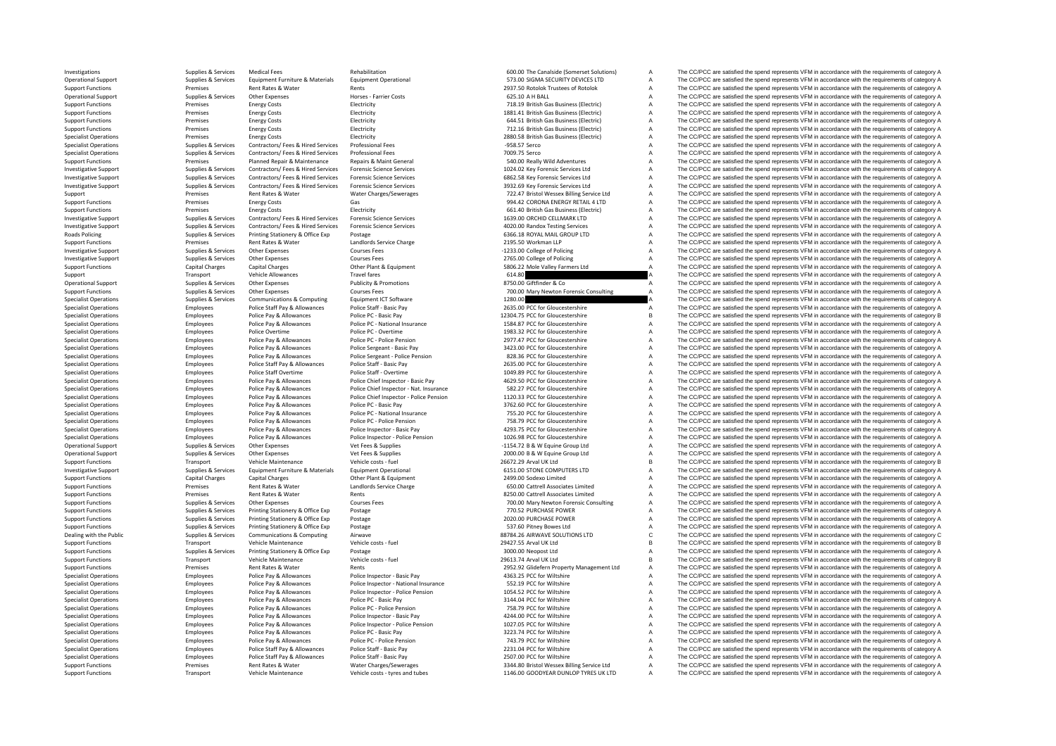| | | | | | | | |
|---|---|---|---|---|---|---|---|
| Investigations | Supplies & Services | Medical Fees | Rehabilitation | 600.00 | The Canalside (Somerset Solutions) | A | The CC/PCC are satisfied the spend represents VFM in accordance with the requirements of category A |
| Operational Support | Supplies & Services | Equipment Furniture & Materials | Equipment Operational | 573.00 | SIGMA SECURITY DEVICES LTD | A | The CC/PCC are satisfied the spend represents VFM in accordance with the requirements of category A |
| Support Functions | Premises | Rent Rates & Water | Rents | 2937.50 | Rotolok Trustees of Rotolok | A | The CC/PCC are satisfied the spend represents VFM in accordance with the requirements of category A |
| Operational Support | Supplies & Services | Other Expenses | Horses - Farrier Costs | 625.10 | A H BALL | A | The CC/PCC are satisfied the spend represents VFM in accordance with the requirements of category A |
| Support Functions | Premises | Energy Costs | Electricity | 718.19 | British Gas Business (Electric) | A | The CC/PCC are satisfied the spend represents VFM in accordance with the requirements of category A |
| Support Functions | Premises | Energy Costs | Electricity | 1881.41 | British Gas Business (Electric) | A | The CC/PCC are satisfied the spend represents VFM in accordance with the requirements of category A |
| Support Functions | Premises | Energy Costs | Electricity | 644.51 | British Gas Business (Electric) | A | The CC/PCC are satisfied the spend represents VFM in accordance with the requirements of category A |
| Support Functions | Premises | Energy Costs | Electricity | 712.16 | British Gas Business (Electric) | A | The CC/PCC are satisfied the spend represents VFM in accordance with the requirements of category A |
| Specialist Operations | Premises | Energy Costs | Electricity | 2880.58 | British Gas Business (Electric) | A | The CC/PCC are satisfied the spend represents VFM in accordance with the requirements of category A |
| Specialist Operations | Supplies & Services | Contractors/ Fees & Hired Services | Professional Fees | -958.57 | Serco | A | The CC/PCC are satisfied the spend represents VFM in accordance with the requirements of category A |
| Specialist Operations | Supplies & Services | Contractors/ Fees & Hired Services | Professional Fees | 7009.75 | Serco | A | The CC/PCC are satisfied the spend represents VFM in accordance with the requirements of category A |
| Support Functions | Premises | Planned Repair & Maintenance | Repairs & Maint General | 540.00 | Really Wild Adventures | A | The CC/PCC are satisfied the spend represents VFM in accordance with the requirements of category A |
| Investigative Support | Supplies & Services | Contractors/ Fees & Hired Services | Forensic Science Services | 1024.02 | Key Forensic Services Ltd | A | The CC/PCC are satisfied the spend represents VFM in accordance with the requirements of category A |
| Investigative Support | Supplies & Services | Contractors/ Fees & Hired Services | Forensic Science Services | 6862.58 | Key Forensic Services Ltd | A | The CC/PCC are satisfied the spend represents VFM in accordance with the requirements of category A |
| Investigative Support | Supplies & Services | Contractors/ Fees & Hired Services | Forensic Science Services | 3932.69 | Key Forensic Services Ltd | A | The CC/PCC are satisfied the spend represents VFM in accordance with the requirements of category A |
| Support | Premises | Rent Rates & Water | Water Charges/Sewerages | 722.47 | Bristol Wessex Billing Service Ltd | A | The CC/PCC are satisfied the spend represents VFM in accordance with the requirements of category A |
| Support Functions | Premises | Energy Costs | Gas | 994.42 | CORONA ENERGY RETAIL 4 LTD | A | The CC/PCC are satisfied the spend represents VFM in accordance with the requirements of category A |
| Support Functions | Premises | Energy Costs | Electricity | 661.40 | British Gas Business (Electric) | A | The CC/PCC are satisfied the spend represents VFM in accordance with the requirements of category A |
| Investigative Support | Supplies & Services | Contractors/ Fees & Hired Services | Forensic Science Services | 1639.00 | ORCHID CELLMARK LTD | A | The CC/PCC are satisfied the spend represents VFM in accordance with the requirements of category A |
| Investigative Support | Supplies & Services | Contractors/ Fees & Hired Services | Forensic Science Services | 4020.00 | Randox Testing Services | A | The CC/PCC are satisfied the spend represents VFM in accordance with the requirements of category A |
| Roads Policing | Supplies & Services | Printing Stationery & Office Exp | Postage | 6366.18 | ROYAL MAIL GROUP LTD | A | The CC/PCC are satisfied the spend represents VFM in accordance with the requirements of category A |
| Support Functions | Premises | Rent Rates & Water | Landlords Service Charge | 2195.50 | Workman LLP | A | The CC/PCC are satisfied the spend represents VFM in accordance with the requirements of category A |
| Investigative Support | Supplies & Services | Other Expenses | Courses Fees | -1233.00 | College of Policing | A | The CC/PCC are satisfied the spend represents VFM in accordance with the requirements of category A |
| Investigative Support | Supplies & Services | Other Expenses | Courses Fees | 2765.00 | College of Policing | A | The CC/PCC are satisfied the spend represents VFM in accordance with the requirements of category A |
| Support Functions | Capital Charges | Capital Charges | Other Plant & Equipment | 5806.22 | Mole Valley Farmers Ltd | A | The CC/PCC are satisfied the spend represents VFM in accordance with the requirements of category A |
| Support | Transport | Vehicle Allowances | Travel fares | 614.80 | | A | The CC/PCC are satisfied the spend represents VFM in accordance with the requirements of category A |
| Operational Support | Supplies & Services | Other Expenses | Publicity & Promotions | 8750.00 | Giftfinder & Co | A | The CC/PCC are satisfied the spend represents VFM in accordance with the requirements of category A |
| Support Functions | Supplies & Services | Other Expenses | Courses Fees | 700.00 | Mary Newton Forensic Consulting | A | The CC/PCC are satisfied the spend represents VFM in accordance with the requirements of category A |
| Specialist Operations | Supplies & Services | Communications & Computing | Equipment ICT Software | 1280.00 | | A | The CC/PCC are satisfied the spend represents VFM in accordance with the requirements of category A |
| Specialist Operations | Employees | Police Staff Pay & Allowances | Police Staff - Basic Pay | 2635.00 | PCC for Gloucestershire | A | The CC/PCC are satisfied the spend represents VFM in accordance with the requirements of category A |
| Specialist Operations | Employees | Police Pay & Allowances | Police PC - Basic Pay | 12304.75 | PCC for Gloucestershire | B | The CC/PCC are satisfied the spend represents VFM in accordance with the requirements of category B |
| Specialist Operations | Employees | Police Pay & Allowances | Police PC - National Insurance | 1584.87 | PCC for Gloucestershire | A | The CC/PCC are satisfied the spend represents VFM in accordance with the requirements of category A |
| Specialist Operations | Employees | Police Overtime | Police PC - Overtime | 1983.32 | PCC for Gloucestershire | A | The CC/PCC are satisfied the spend represents VFM in accordance with the requirements of category A |
| Specialist Operations | Employees | Police Pay & Allowances | Police PC - Police Pension | 2977.47 | PCC for Gloucestershire | A | The CC/PCC are satisfied the spend represents VFM in accordance with the requirements of category A |
| Specialist Operations | Employees | Police Pay & Allowances | Police Sergeant - Basic Pay | 3423.00 | PCC for Gloucestershire | A | The CC/PCC are satisfied the spend represents VFM in accordance with the requirements of category A |
| Specialist Operations | Employees | Police Pay & Allowances | Police Sergeant - Police Pension | 828.36 | PCC for Gloucestershire | A | The CC/PCC are satisfied the spend represents VFM in accordance with the requirements of category A |
| Specialist Operations | Employees | Police Staff Pay & Allowances | Police Staff - Basic Pay | 2635.00 | PCC for Gloucestershire | A | The CC/PCC are satisfied the spend represents VFM in accordance with the requirements of category A |
| Specialist Operations | Employees | Police Staff Overtime | Police Staff - Overtime | 1049.89 | PCC for Gloucestershire | A | The CC/PCC are satisfied the spend represents VFM in accordance with the requirements of category A |
| Specialist Operations | Employees | Police Pay & Allowances | Police Chief Inspector - Basic Pay | 4629.50 | PCC for Gloucestershire | A | The CC/PCC are satisfied the spend represents VFM in accordance with the requirements of category A |
| Specialist Operations | Employees | Police Pay & Allowances | Police Chief Inspector - Nat. Insurance | 582.27 | PCC for Gloucestershire | A | The CC/PCC are satisfied the spend represents VFM in accordance with the requirements of category A |
| Specialist Operations | Employees | Police Pay & Allowances | Police Chief Inspector - Police Pension | 1120.33 | PCC for Gloucestershire | A | The CC/PCC are satisfied the spend represents VFM in accordance with the requirements of category A |
| Specialist Operations | Employees | Police Pay & Allowances | Police PC - Basic Pay | 3762.60 | PCC for Gloucestershire | A | The CC/PCC are satisfied the spend represents VFM in accordance with the requirements of category A |
| Specialist Operations | Employees | Police Pay & Allowances | Police PC - National Insurance | 755.20 | PCC for Gloucestershire | A | The CC/PCC are satisfied the spend represents VFM in accordance with the requirements of category A |
| Specialist Operations | Employees | Police Pay & Allowances | Police PC - Police Pension | 758.79 | PCC for Gloucestershire | A | The CC/PCC are satisfied the spend represents VFM in accordance with the requirements of category A |
| Specialist Operations | Employees | Police Pay & Allowances | Police Inspector - Basic Pay | 4293.75 | PCC for Gloucestershire | A | The CC/PCC are satisfied the spend represents VFM in accordance with the requirements of category A |
| Specialist Operations | Employees | Police Pay & Allowances | Police Inspector - Police Pension | 1026.98 | PCC for Gloucestershire | A | The CC/PCC are satisfied the spend represents VFM in accordance with the requirements of category A |
| Operational Support | Supplies & Services | Other Expenses | Vet Fees & Supplies | -1154.72 | B & W Equine Group Ltd | A | The CC/PCC are satisfied the spend represents VFM in accordance with the requirements of category A |
| Operational Support | Supplies & Services | Other Expenses | Vet Fees & Supplies | 2000.00 | B & W Equine Group Ltd | A | The CC/PCC are satisfied the spend represents VFM in accordance with the requirements of category A |
| Support Functions | Transport | Vehicle Maintenance | Vehicle costs - fuel | 26672.29 | Arval UK Ltd | B | The CC/PCC are satisfied the spend represents VFM in accordance with the requirements of category B |
| Investigative Support | Supplies & Services | Equipment Furniture & Materials | Equipment Operational | 6151.00 | STONE COMPUTERS LTD | A | The CC/PCC are satisfied the spend represents VFM in accordance with the requirements of category A |
| Support Functions | Capital Charges | Capital Charges | Other Plant & Equipment | 2499.00 | Sodexo Limited | A | The CC/PCC are satisfied the spend represents VFM in accordance with the requirements of category A |
| Support Functions | Premises | Rent Rates & Water | Landlords Service Charge | 650.00 | Cattrell Associates Limited | A | The CC/PCC are satisfied the spend represents VFM in accordance with the requirements of category A |
| Support Functions | Premises | Rent Rates & Water | Rents | 8250.00 | Cattrell Associates Limited | A | The CC/PCC are satisfied the spend represents VFM in accordance with the requirements of category A |
| Support Functions | Supplies & Services | Other Expenses | Courses Fees | 700.00 | Mary Newton Forensic Consulting | A | The CC/PCC are satisfied the spend represents VFM in accordance with the requirements of category A |
| Support Functions | Supplies & Services | Printing Stationery & Office Exp | Postage | 770.52 | PURCHASE POWER | A | The CC/PCC are satisfied the spend represents VFM in accordance with the requirements of category A |
| Support Functions | Supplies & Services | Printing Stationery & Office Exp | Postage | 2020.00 | PURCHASE POWER | A | The CC/PCC are satisfied the spend represents VFM in accordance with the requirements of category A |
| Support Functions | Supplies & Services | Printing Stationery & Office Exp | Postage | 537.60 | Pitney Bowes Ltd | A | The CC/PCC are satisfied the spend represents VFM in accordance with the requirements of category A |
| Dealing with the Public | Supplies & Services | Communications & Computing | Airwave | 88784.26 | AIRWAVE SOLUTIONS LTD | C | The CC/PCC are satisfied the spend represents VFM in accordance with the requirements of category C |
| Support Functions | Transport | Vehicle Maintenance | Vehicle costs - fuel | 29427.55 | Arval UK Ltd | B | The CC/PCC are satisfied the spend represents VFM in accordance with the requirements of category B |
| Support Functions | Supplies & Services | Printing Stationery & Office Exp | Postage | 3000.00 | Neopost Ltd | A | The CC/PCC are satisfied the spend represents VFM in accordance with the requirements of category A |
| Support Functions | Transport | Vehicle Maintenance | Vehicle costs - fuel | 29613.74 | Arval UK Ltd | B | The CC/PCC are satisfied the spend represents VFM in accordance with the requirements of category B |
| Support Functions | Premises | Rent Rates & Water | Rents | 2952.92 | Glidefern Property Management Ltd | A | The CC/PCC are satisfied the spend represents VFM in accordance with the requirements of category A |
| Specialist Operations | Employees | Police Pay & Allowances | Police Inspector - Basic Pay | 4363.25 | PCC for Wiltshire | A | The CC/PCC are satisfied the spend represents VFM in accordance with the requirements of category A |
| Specialist Operations | Employees | Police Pay & Allowances | Police Inspector - National Insurance | 552.19 | PCC for Wiltshire | A | The CC/PCC are satisfied the spend represents VFM in accordance with the requirements of category A |
| Specialist Operations | Employees | Police Pay & Allowances | Police Inspector - Police Pension | 1054.52 | PCC for Wiltshire | A | The CC/PCC are satisfied the spend represents VFM in accordance with the requirements of category A |
| Specialist Operations | Employees | Police Pay & Allowances | Police PC - Basic Pay | 3144.04 | PCC for Wiltshire | A | The CC/PCC are satisfied the spend represents VFM in accordance with the requirements of category A |
| Specialist Operations | Employees | Police Pay & Allowances | Police PC - Police Pension | 758.79 | PCC for Wiltshire | A | The CC/PCC are satisfied the spend represents VFM in accordance with the requirements of category A |
| Specialist Operations | Employees | Police Pay & Allowances | Police Inspector - Basic Pay | 4244.00 | PCC for Wiltshire | A | The CC/PCC are satisfied the spend represents VFM in accordance with the requirements of category A |
| Specialist Operations | Employees | Police Pay & Allowances | Police Inspector - Police Pension | 1027.05 | PCC for Wiltshire | A | The CC/PCC are satisfied the spend represents VFM in accordance with the requirements of category A |
| Specialist Operations | Employees | Police Pay & Allowances | Police PC - Basic Pay | 3223.74 | PCC for Wiltshire | A | The CC/PCC are satisfied the spend represents VFM in accordance with the requirements of category A |
| Specialist Operations | Employees | Police Pay & Allowances | Police PC - Police Pension | 743.79 | PCC for Wiltshire | A | The CC/PCC are satisfied the spend represents VFM in accordance with the requirements of category A |
| Specialist Operations | Employees | Police Staff Pay & Allowances | Police Staff - Basic Pay | 2231.04 | PCC for Wiltshire | A | The CC/PCC are satisfied the spend represents VFM in accordance with the requirements of category A |
| Specialist Operations | Employees | Police Staff Pay & Allowances | Police Staff - Basic Pay | 2507.00 | PCC for Wiltshire | A | The CC/PCC are satisfied the spend represents VFM in accordance with the requirements of category A |
| Support Functions | Premises | Rent Rates & Water | Water Charges/Sewerages | 3344.80 | Bristol Wessex Billing Service Ltd | A | The CC/PCC are satisfied the spend represents VFM in accordance with the requirements of category A |
| Support Functions | Transport | Vehicle Maintenance | Vehicle costs - tyres and tubes | 1146.00 | GOODYEAR DUNLOP TYRES UK LTD | A | The CC/PCC are satisfied the spend represents VFM in accordance with the requirements of category A |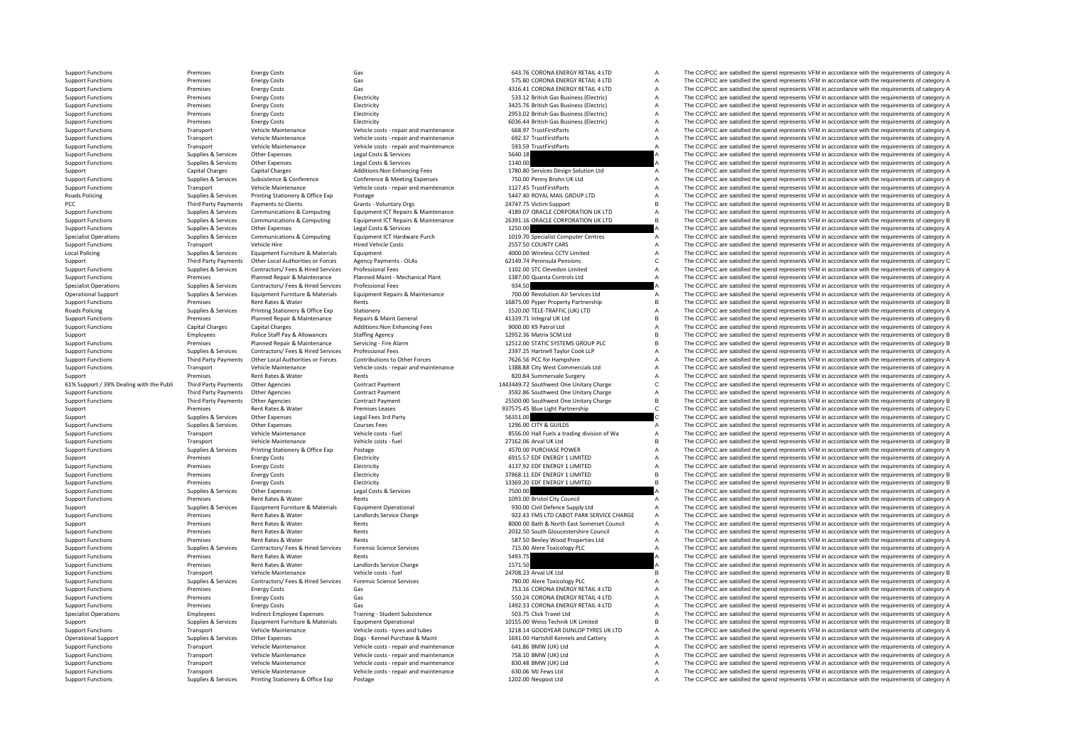| | | | | | | |
|---|---|---|---|---|---|---|
| Support Functions | Premises | Energy Costs | Gas | 643.76 CORONA ENERGY RETAIL 4 LTD | A | The CC/PCC are satisfied the spend represents VFM in accordance with the requirements of category A |
| Support Functions | Premises | Energy Costs | Gas | 575.80 CORONA ENERGY RETAIL 4 LTD | A | The CC/PCC are satisfied the spend represents VFM in accordance with the requirements of category A |
| Support Functions | Premises | Energy Costs | Gas | 4316.41 CORONA ENERGY RETAIL 4 LTD | A | The CC/PCC are satisfied the spend represents VFM in accordance with the requirements of category A |
| Support Functions | Premises | Energy Costs | Electricity | 533.12 British Gas Business (Electric) | A | The CC/PCC are satisfied the spend represents VFM in accordance with the requirements of category A |
| Support Functions | Premises | Energy Costs | Electricity | 3425.76 British Gas Business (Electric) | A | The CC/PCC are satisfied the spend represents VFM in accordance with the requirements of category A |
| Support Functions | Premises | Energy Costs | Electricity | 2953.02 British Gas Business (Electric) | A | The CC/PCC are satisfied the spend represents VFM in accordance with the requirements of category A |
| Support Functions | Premises | Energy Costs | Electricity | 6036.44 British Gas Business (Electric) | A | The CC/PCC are satisfied the spend represents VFM in accordance with the requirements of category A |
| Support Functions | Transport | Vehicle Maintenance | Vehicle costs - repair and maintenance | 668.97 TrustFirstParts | A | The CC/PCC are satisfied the spend represents VFM in accordance with the requirements of category A |
| Support Functions | Transport | Vehicle Maintenance | Vehicle costs - repair and maintenance | 692.37 TrustFirstParts | A | The CC/PCC are satisfied the spend represents VFM in accordance with the requirements of category A |
| Support Functions | Transport | Vehicle Maintenance | Vehicle costs - repair and maintenance | 593.59 TrustFirstParts | A | The CC/PCC are satisfied the spend represents VFM in accordance with the requirements of category A |
| Support Functions | Supplies & Services | Other Expenses | Legal Costs & Services | 5640.18 | A | The CC/PCC are satisfied the spend represents VFM in accordance with the requirements of category A |
| Support Functions | Supplies & Services | Other Expenses | Legal Costs & Services | 1140.00 | A | The CC/PCC are satisfied the spend represents VFM in accordance with the requirements of category A |
| Support | Capital Charges | Capital Charges | Additions:Non Enhancing Fees | 1780.80 Services Design Solution Ltd | A | The CC/PCC are satisfied the spend represents VFM in accordance with the requirements of category A |
| Support Functions | Supplies & Services | Subsistence & Conference | Conference & Meeting Expenses | 750.00 Penny Brohn UK Ltd | A | The CC/PCC are satisfied the spend represents VFM in accordance with the requirements of category A |
| Support Functions | Transport | Vehicle Maintenance | Vehicle costs - repair and maintenance | 1127.45 TrustFirstParts | A | The CC/PCC are satisfied the spend represents VFM in accordance with the requirements of category A |
| Roads Policing | Supplies & Services | Printing Stationery & Office Exp | Postage | 5447.40 ROYAL MAIL GROUP LTD | A | The CC/PCC are satisfied the spend represents VFM in accordance with the requirements of category A |
| PCC | Third Party Payments | Payments to Clients | Grants - Voluntary Orgs | 24747.75 Victim Support | B | The CC/PCC are satisfied the spend represents VFM in accordance with the requirements of category B |
| Support Functions | Supplies & Services | Communications & Computing | Equipment ICT Repairs & Maintenance | 4189.07 ORACLE CORPORATION UK LTD | A | The CC/PCC are satisfied the spend represents VFM in accordance with the requirements of category A |
| Support Functions | Supplies & Services | Communications & Computing | Equipment ICT Repairs & Maintenance | 26391.16 ORACLE CORPORATION UK LTD | B | The CC/PCC are satisfied the spend represents VFM in accordance with the requirements of category B |
| Support Functions | Supplies & Services | Other Expenses | Legal Costs & Services | 1250.00 | A | The CC/PCC are satisfied the spend represents VFM in accordance with the requirements of category A |
| Specialist Operations | Supplies & Services | Communications & Computing | Equipment ICT Hardware Purch | 1019.70 Specialist Computer Centres | A | The CC/PCC are satisfied the spend represents VFM in accordance with the requirements of category A |
| Support Functions | Transport | Vehicle Hire | Hired Vehicle Costs | 2557.50 COUNTY CARS | A | The CC/PCC are satisfied the spend represents VFM in accordance with the requirements of category A |
| Local Policing | Supplies & Services | Equipment Furniture & Materials | Equipment | 4000.00 Wireless CCTV Limited | A | The CC/PCC are satisfied the spend represents VFM in accordance with the requirements of category A |
| Support | Third Party Payments | Other Local Authorities or Forces | Agency Payments - OLAs | 62149.74 Peninsula Pensions | C | The CC/PCC are satisfied the spend represents VFM in accordance with the requirements of category C |
| Support Functions | Supplies & Services | Contractors/ Fees & Hired Services | Professional Fees | 1102.00 STC Clevedon Limited | A | The CC/PCC are satisfied the spend represents VFM in accordance with the requirements of category A |
| Support Functions | Premises | Planned Repair & Maintenance | Planned Maint - Mechanical Plant | 1387.00 Quanta Controls Ltd | A | The CC/PCC are satisfied the spend represents VFM in accordance with the requirements of category A |
| Specialist Operations | Supplies & Services | Contractors/ Fees & Hired Services | Professional Fees | 934.50 | A | The CC/PCC are satisfied the spend represents VFM in accordance with the requirements of category A |
| Operational Support | Supplies & Services | Equipment Furniture & Materials | Equipment Repairs & Maintenance | 700.00 Revolution Air Services Ltd | A | The CC/PCC are satisfied the spend represents VFM in accordance with the requirements of category A |
| Support Functions | Premises | Rent Rates & Water | Rents | 16875.00 Pyper Property Partnership | B | The CC/PCC are satisfied the spend represents VFM in accordance with the requirements of category B |
| Roads Policing | Supplies & Services | Printing Stationery & Office Exp | Stationery | 1520.00 TELE-TRAFFIC (UK) LTD | A | The CC/PCC are satisfied the spend represents VFM in accordance with the requirements of category A |
| Support Functions | Premises | Planned Repair & Maintenance | Repairs & Maint General | 41339.71 Integral UK Ltd | B | The CC/PCC are satisfied the spend represents VFM in accordance with the requirements of category B |
| Support Functions | Capital Charges | Capital Charges | Additions:Non Enhancing Fees | 9000.00 K9 Patrol Ltd | A | The CC/PCC are satisfied the spend represents VFM in accordance with the requirements of category A |
| Support | Employees | Police Staff Pay & Allowances | Staffing Agency | 12952.36 Matrix SCM Ltd | B | The CC/PCC are satisfied the spend represents VFM in accordance with the requirements of category B |
| Support Functions | Premises | Planned Repair & Maintenance | Servicing - Fire Alarm | 12512.00 STATIC SYSTEMS GROUP PLC | B | The CC/PCC are satisfied the spend represents VFM in accordance with the requirements of category B |
| Support Functions | Supplies & Services | Contractors/ Fees & Hired Services | Professional Fees | 2397.25 Hartnell Taylor Cook LLP | A | The CC/PCC are satisfied the spend represents VFM in accordance with the requirements of category A |
| Support Functions | Third Party Payments | Other Local Authorities or Forces | Contributions to Other Forces | 7626.56 PCC for Hampshire | A | The CC/PCC are satisfied the spend represents VFM in accordance with the requirements of category A |
| Support Functions | Transport | Vehicle Maintenance | Vehicle costs - repair and maintenance | 1388.88 City West Commercials Ltd | A | The CC/PCC are satisfied the spend represents VFM in accordance with the requirements of category A |
| Support | Premises | Rent Rates & Water | Rents | 820.84 Summervale Surgery | A | The CC/PCC are satisfied the spend represents VFM in accordance with the requirements of category A |
| 61% Support / 39% Dealing with the Publi | Third Party Payments | Other Agencies | Contract Payment | 1443449.72 Southwest One Unitary Charge | C | The CC/PCC are satisfied the spend represents VFM in accordance with the requirements of category C |
| Support Functions | Third Party Payments | Other Agencies | Contract Payment | 3592.86 Southwest One Unitary Charge | A | The CC/PCC are satisfied the spend represents VFM in accordance with the requirements of category A |
| Support Functions | Third Party Payments | Other Agencies | Contract Payment | 25500.00 Southwest One Unitary Charge | B | The CC/PCC are satisfied the spend represents VFM in accordance with the requirements of category B |
| Support | Premises | Rent Rates & Water | Premises Leases | 937575.45 Blue Light Partnership | C | The CC/PCC are satisfied the spend represents VFM in accordance with the requirements of category C |
| Support | Supplies & Services | Other Expenses | Legal Fees 3rd Party | 56351.00 | C | The CC/PCC are satisfied the spend represents VFM in accordance with the requirements of category C |
| Support Functions | Supplies & Services | Other Expenses | Courses Fees | 1296.00 CITY & GUILDS | A | The CC/PCC are satisfied the spend represents VFM in accordance with the requirements of category A |
| Support Functions | Transport | Vehicle Maintenance | Vehicle costs - fuel | 8556.00 Hall Fuels a trading division of Wa | A | The CC/PCC are satisfied the spend represents VFM in accordance with the requirements of category A |
| Support Functions | Transport | Vehicle Maintenance | Vehicle costs - fuel | 27162.06 Arval UK Ltd | B | The CC/PCC are satisfied the spend represents VFM in accordance with the requirements of category B |
| Support Functions | Supplies & Services | Printing Stationery & Office Exp | Postage | 4570.00 PURCHASE POWER | A | The CC/PCC are satisfied the spend represents VFM in accordance with the requirements of category A |
| Support | Premises | Energy Costs | Electricity | 6915.57 EDF ENERGY 1 LIMITED | A | The CC/PCC are satisfied the spend represents VFM in accordance with the requirements of category A |
| Support Functions | Premises | Energy Costs | Electricity | 4137.92 EDF ENERGY 1 LIMITED | A | The CC/PCC are satisfied the spend represents VFM in accordance with the requirements of category A |
| Support Functions | Premises | Energy Costs | Electricity | 37868.11 EDF ENERGY 1 LIMITED | B | The CC/PCC are satisfied the spend represents VFM in accordance with the requirements of category B |
| Support Functions | Premises | Energy Costs | Electricity | 13369.20 EDF ENERGY 1 LIMITED | B | The CC/PCC are satisfied the spend represents VFM in accordance with the requirements of category B |
| Support Functions | Supplies & Services | Other Expenses | Legal Costs & Services | 7500.00 | A | The CC/PCC are satisfied the spend represents VFM in accordance with the requirements of category A |
| Support Functions | Premises | Rent Rates & Water | Rents | 1093.00 Bristol City Council | A | The CC/PCC are satisfied the spend represents VFM in accordance with the requirements of category A |
| Support | Supplies & Services | Equipment Furniture & Materials | Equipment Operational | 930.00 Civil Defence Supply Ltd | A | The CC/PCC are satisfied the spend represents VFM in accordance with the requirements of category A |
| Support Functions | Premises | Rent Rates & Water | Landlords Service Charge | 922.43 FMS LTD CABOT PARK SERVICE CHARGE | A | The CC/PCC are satisfied the spend represents VFM in accordance with the requirements of category A |
| Support | Premises | Rent Rates & Water | Rents | 8000.00 Bath & North East Somerset Council | A | The CC/PCC are satisfied the spend represents VFM in accordance with the requirements of category A |
| Support Functions | Premises | Rent Rates & Water | Rents | 2032.50 South Gloucestershire Council | A | The CC/PCC are satisfied the spend represents VFM in accordance with the requirements of category A |
| Support Functions | Premises | Rent Rates & Water | Rents | 587.50 Beeley Wood Properties Ltd | A | The CC/PCC are satisfied the spend represents VFM in accordance with the requirements of category A |
| Support Functions | Supplies & Services | Contractors/ Fees & Hired Services | Forensic Science Services | 715.00 Alere Toxicology PLC | A | The CC/PCC are satisfied the spend represents VFM in accordance with the requirements of category A |
| Support Functions | Premises | Rent Rates & Water | Rents | 5493.75 | A | The CC/PCC are satisfied the spend represents VFM in accordance with the requirements of category A |
| Support Functions | Premises | Rent Rates & Water | Landlords Service Charge | 1571.50 | A | The CC/PCC are satisfied the spend represents VFM in accordance with the requirements of category A |
| Support Functions | Transport | Vehicle Maintenance | Vehicle costs - fuel | 24708.23 Arval UK Ltd | B | The CC/PCC are satisfied the spend represents VFM in accordance with the requirements of category B |
| Support Functions | Supplies & Services | Contractors/ Fees & Hired Services | Forensic Science Services | 780.00 Alere Toxicology PLC | A | The CC/PCC are satisfied the spend represents VFM in accordance with the requirements of category A |
| Support Functions | Premises | Energy Costs | Gas | 753.16 CORONA ENERGY RETAIL 4 LTD | A | The CC/PCC are satisfied the spend represents VFM in accordance with the requirements of category A |
| Support Functions | Premises | Energy Costs | Gas | 550.24 CORONA ENERGY RETAIL 4 LTD | A | The CC/PCC are satisfied the spend represents VFM in accordance with the requirements of category A |
| Support Functions | Premises | Energy Costs | Gas | 1492.33 CORONA ENERGY RETAIL 4 LTD | A | The CC/PCC are satisfied the spend represents VFM in accordance with the requirements of category A |
| Specialist Operations | Employees | Indirect Employee Expenses | Training - Student Subsistence | 503.75 Click Travel Ltd | A | The CC/PCC are satisfied the spend represents VFM in accordance with the requirements of category A |
| Support | Supplies & Services | Equipment Furniture & Materials | Equipment Operational | 10155.00 Weiss Technik UK Limited | B | The CC/PCC are satisfied the spend represents VFM in accordance with the requirements of category B |
| Support Functions | Transport | Vehicle Maintenance | Vehicle costs - tyres and tubes | 3218.14 GOODYEAR DUNLOP TYRES UK LTD | A | The CC/PCC are satisfied the spend represents VFM in accordance with the requirements of category A |
| Operational Support | Supplies & Services | Other Expenses | Dogs - Kennel Purchase & Maint | 1691.00 Hartshill Kennels and Cattery | A | The CC/PCC are satisfied the spend represents VFM in accordance with the requirements of category A |
| Support Functions | Transport | Vehicle Maintenance | Vehicle costs - repair and maintenance | 641.86 BMW (UK) Ltd | A | The CC/PCC are satisfied the spend represents VFM in accordance with the requirements of category A |
| Support Functions | Transport | Vehicle Maintenance | Vehicle costs - repair and maintenance | 758.10 BMW (UK) Ltd | A | The CC/PCC are satisfied the spend represents VFM in accordance with the requirements of category A |
| Support Functions | Transport | Vehicle Maintenance | Vehicle costs - repair and maintenance | 830.48 BMW (UK) Ltd | A | The CC/PCC are satisfied the spend represents VFM in accordance with the requirements of category A |
| Support Functions | Transport | Vehicle Maintenance | Vehicle costs - repair and maintenance | 630.06 MJ Fews Ltd | A | The CC/PCC are satisfied the spend represents VFM in accordance with the requirements of category A |
| Support Functions | Supplies & Services | Printing Stationery & Office Exp | Postage | 1202.00 Neopost Ltd | A | The CC/PCC are satisfied the spend represents VFM in accordance with the requirements of category A |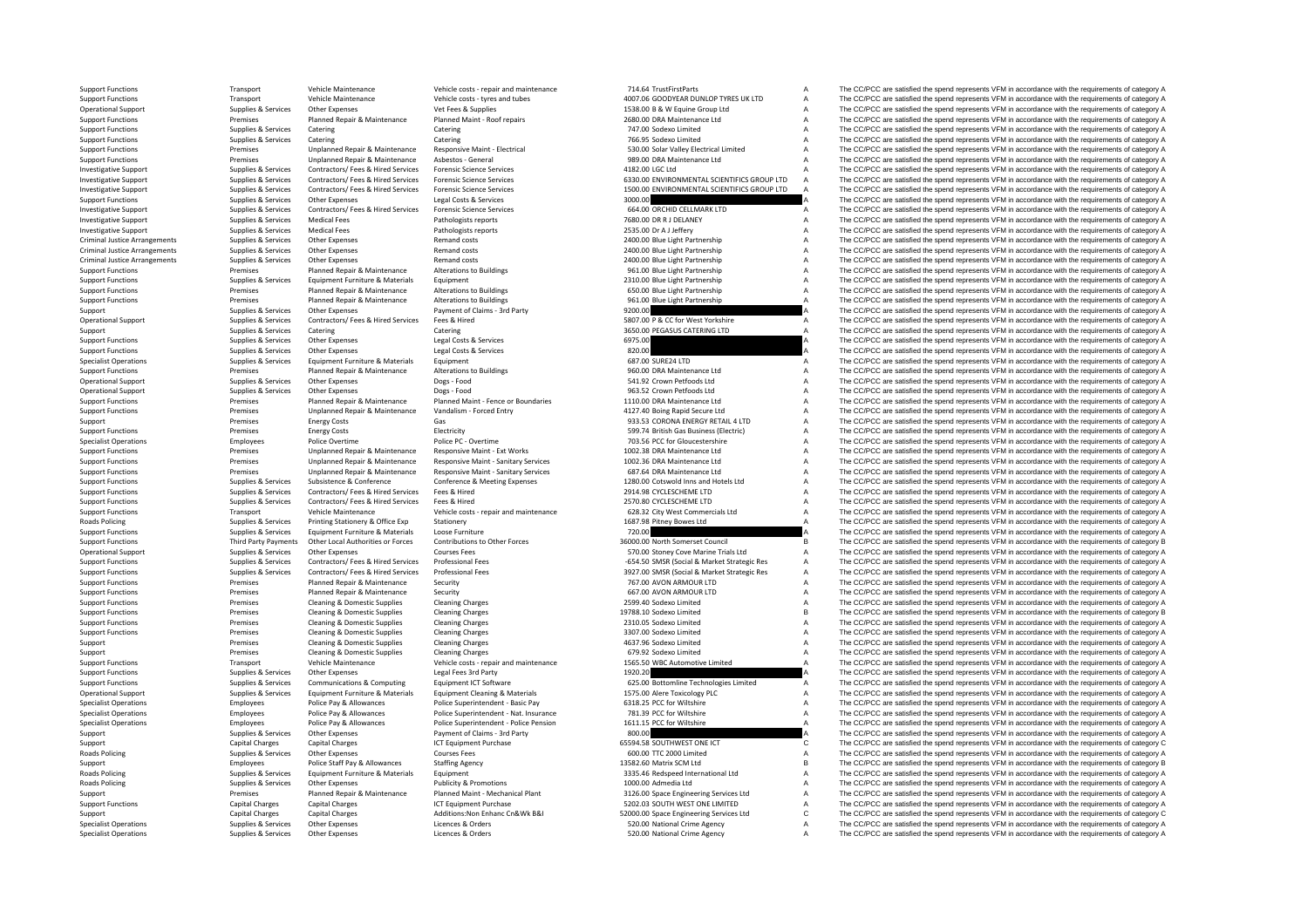| | | | | | | | |
|---|---|---|---|---|---|---|---|
| Support Functions | Transport | Vehicle Maintenance | Vehicle costs - repair and maintenance | 714.64 | TrustFirstParts | A | The CC/PCC are satisfied the spend represents VFM in accordance with the requirements of category A |
| Support Functions | Transport | Vehicle Maintenance | Vehicle costs - tyres and tubes | 4007.06 | GOODYEAR DUNLOP TYRES UK LTD | A | The CC/PCC are satisfied the spend represents VFM in accordance with the requirements of category A |
| Operational Support | Supplies & Services | Other Expenses | Vet Fees & Supplies | 1538.00 | B & W Equine Group Ltd | A | The CC/PCC are satisfied the spend represents VFM in accordance with the requirements of category A |
| Support Functions | Premises | Planned Repair & Maintenance | Planned Maint - Roof repairs | 2680.00 | DRA Maintenance Ltd | A | The CC/PCC are satisfied the spend represents VFM in accordance with the requirements of category A |
| Support Functions | Supplies & Services | Catering | Catering | 747.00 | Sodexo Limited | A | The CC/PCC are satisfied the spend represents VFM in accordance with the requirements of category A |
| Support Functions | Supplies & Services | Catering | Catering | 766.95 | Sodexo Limited | A | The CC/PCC are satisfied the spend represents VFM in accordance with the requirements of category A |
| Support Functions | Premises | Unplanned Repair & Maintenance | Responsive Maint - Electrical | 530.00 | Solar Valley Electrical Limited | A | The CC/PCC are satisfied the spend represents VFM in accordance with the requirements of category A |
| Support Functions | Premises | Unplanned Repair & Maintenance | Asbestos - General | 989.00 | DRA Maintenance Ltd | A | The CC/PCC are satisfied the spend represents VFM in accordance with the requirements of category A |
| Investigative Support | Supplies & Services | Contractors/ Fees & Hired Services | Forensic Science Services | 4182.00 | LGC Ltd | A | The CC/PCC are satisfied the spend represents VFM in accordance with the requirements of category A |
| Investigative Support | Supplies & Services | Contractors/ Fees & Hired Services | Forensic Science Services | 6330.00 | ENVIRONMENTAL SCIENTIFICS GROUP LTD | A | The CC/PCC are satisfied the spend represents VFM in accordance with the requirements of category A |
| Investigative Support | Supplies & Services | Contractors/ Fees & Hired Services | Forensic Science Services | 1500.00 | ENVIRONMENTAL SCIENTIFICS GROUP LTD | A | The CC/PCC are satisfied the spend represents VFM in accordance with the requirements of category A |
| Support Functions | Supplies & Services | Other Expenses | Legal Costs & Services | 3000.00 | | A | The CC/PCC are satisfied the spend represents VFM in accordance with the requirements of category A |
| Investigative Support | Supplies & Services | Contractors/ Fees & Hired Services | Forensic Science Services | 664.00 | ORCHID CELLMARK LTD | A | The CC/PCC are satisfied the spend represents VFM in accordance with the requirements of category A |
| Investigative Support | Supplies & Services | Medical Fees | Pathologists reports | 7680.00 | DR R J DELANEY | A | The CC/PCC are satisfied the spend represents VFM in accordance with the requirements of category A |
| Investigative Support | Supplies & Services | Medical Fees | Pathologists reports | 2535.00 | Dr A J Jeffery | A | The CC/PCC are satisfied the spend represents VFM in accordance with the requirements of category A |
| Criminal Justice Arrangements | Supplies & Services | Other Expenses | Remand costs | 2400.00 | Blue Light Partnership | A | The CC/PCC are satisfied the spend represents VFM in accordance with the requirements of category A |
| Criminal Justice Arrangements | Supplies & Services | Other Expenses | Remand costs | 2400.00 | Blue Light Partnership | A | The CC/PCC are satisfied the spend represents VFM in accordance with the requirements of category A |
| Criminal Justice Arrangements | Supplies & Services | Other Expenses | Remand costs | 2400.00 | Blue Light Partnership | A | The CC/PCC are satisfied the spend represents VFM in accordance with the requirements of category A |
| Support Functions | Premises | Planned Repair & Maintenance | Alterations to Buildings | 961.00 | Blue Light Partnership | A | The CC/PCC are satisfied the spend represents VFM in accordance with the requirements of category A |
| Support Functions | Supplies & Services | Equipment Furniture & Materials | Equipment | 2310.00 | Blue Light Partnership | A | The CC/PCC are satisfied the spend represents VFM in accordance with the requirements of category A |
| Support Functions | Premises | Planned Repair & Maintenance | Alterations to Buildings | 650.00 | Blue Light Partnership | A | The CC/PCC are satisfied the spend represents VFM in accordance with the requirements of category A |
| Support Functions | Premises | Planned Repair & Maintenance | Alterations to Buildings | 961.00 | Blue Light Partnership | A | The CC/PCC are satisfied the spend represents VFM in accordance with the requirements of category A |
| Support | Supplies & Services | Other Expenses | Payment of Claims - 3rd Party | 9200.00 | | A | The CC/PCC are satisfied the spend represents VFM in accordance with the requirements of category A |
| Operational Support | Supplies & Services | Contractors/ Fees & Hired Services | Fees & Hired | 5807.00 | P & CC for West Yorkshire | A | The CC/PCC are satisfied the spend represents VFM in accordance with the requirements of category A |
| Support | Supplies & Services | Catering | Catering | 3650.00 | PEGASUS CATERING LTD | A | The CC/PCC are satisfied the spend represents VFM in accordance with the requirements of category A |
| Support Functions | Supplies & Services | Other Expenses | Legal Costs & Services | 6975.00 | | A | The CC/PCC are satisfied the spend represents VFM in accordance with the requirements of category A |
| Support Functions | Supplies & Services | Other Expenses | Legal Costs & Services | 820.00 | | A | The CC/PCC are satisfied the spend represents VFM in accordance with the requirements of category A |
| Specialist Operations | Supplies & Services | Equipment Furniture & Materials | Equipment | 687.00 | SURE24 LTD | A | The CC/PCC are satisfied the spend represents VFM in accordance with the requirements of category A |
| Support Functions | Premises | Planned Repair & Maintenance | Alterations to Buildings | 960.00 | DRA Maintenance Ltd | A | The CC/PCC are satisfied the spend represents VFM in accordance with the requirements of category A |
| Operational Support | Supplies & Services | Other Expenses | Dogs - Food | 541.92 | Crown Petfoods Ltd | A | The CC/PCC are satisfied the spend represents VFM in accordance with the requirements of category A |
| Operational Support | Supplies & Services | Other Expenses | Dogs - Food | 963.52 | Crown Petfoods Ltd | A | The CC/PCC are satisfied the spend represents VFM in accordance with the requirements of category A |
| Support Functions | Premises | Planned Repair & Maintenance | Planned Maint - Fence or Boundaries | 1110.00 | DRA Maintenance Ltd | A | The CC/PCC are satisfied the spend represents VFM in accordance with the requirements of category A |
| Support Functions | Premises | Unplanned Repair & Maintenance | Vandalism - Forced Entry | 4127.40 | Boing Rapid Secure Ltd | A | The CC/PCC are satisfied the spend represents VFM in accordance with the requirements of category A |
| Support | Premises | Energy Costs | Gas | 933.53 | CORONA ENERGY RETAIL 4 LTD | A | The CC/PCC are satisfied the spend represents VFM in accordance with the requirements of category A |
| Support Functions | Premises | Energy Costs | Electricity | 599.74 | British Gas Business (Electric) | A | The CC/PCC are satisfied the spend represents VFM in accordance with the requirements of category A |
| Specialist Operations | Employees | Police Overtime | Police PC - Overtime | 703.56 | PCC for Gloucestershire | A | The CC/PCC are satisfied the spend represents VFM in accordance with the requirements of category A |
| Support Functions | Premises | Unplanned Repair & Maintenance | Responsive Maint - Ext Works | 1002.38 | DRA Maintenance Ltd | A | The CC/PCC are satisfied the spend represents VFM in accordance with the requirements of category A |
| Support Functions | Premises | Unplanned Repair & Maintenance | Responsive Maint - Sanitary Services | 1002.36 | DRA Maintenance Ltd | A | The CC/PCC are satisfied the spend represents VFM in accordance with the requirements of category A |
| Support Functions | Premises | Unplanned Repair & Maintenance | Responsive Maint - Sanitary Services | 687.64 | DRA Maintenance Ltd | A | The CC/PCC are satisfied the spend represents VFM in accordance with the requirements of category A |
| Support Functions | Supplies & Services | Subsistence & Conference | Conference & Meeting Expenses | 1280.00 | Cotswold Inns and Hotels Ltd | A | The CC/PCC are satisfied the spend represents VFM in accordance with the requirements of category A |
| Support Functions | Supplies & Services | Contractors/ Fees & Hired Services | Fees & Hired | 2914.98 | CYCLESCHEME LTD | A | The CC/PCC are satisfied the spend represents VFM in accordance with the requirements of category A |
| Support Functions | Supplies & Services | Contractors/ Fees & Hired Services | Fees & Hired | 2570.80 | CYCLESCHEME LTD | A | The CC/PCC are satisfied the spend represents VFM in accordance with the requirements of category A |
| Support Functions | Transport | Vehicle Maintenance | Vehicle costs - repair and maintenance | 628.32 | City West Commercials Ltd | A | The CC/PCC are satisfied the spend represents VFM in accordance with the requirements of category A |
| Roads Policing | Supplies & Services | Printing Stationery & Office Exp | Stationery | 1687.98 | Pitney Bowes Ltd | A | The CC/PCC are satisfied the spend represents VFM in accordance with the requirements of category A |
| Support Functions | Supplies & Services | Equipment Furniture & Materials | Loose Furniture | 720.00 | | A | The CC/PCC are satisfied the spend represents VFM in accordance with the requirements of category A |
| Support Functions | Third Party Payments | Other Local Authorities or Forces | Contributions to Other Forces | 36000.00 | North Somerset Council | B | The CC/PCC are satisfied the spend represents VFM in accordance with the requirements of category B |
| Operational Support | Supplies & Services | Other Expenses | Courses Fees | 570.00 | Stoney Cove Marine Trials Ltd | A | The CC/PCC are satisfied the spend represents VFM in accordance with the requirements of category A |
| Support Functions | Supplies & Services | Contractors/ Fees & Hired Services | Professional Fees | -654.50 | SMSR (Social & Market Strategic Res | A | The CC/PCC are satisfied the spend represents VFM in accordance with the requirements of category A |
| Support Functions | Supplies & Services | Contractors/ Fees & Hired Services | Professional Fees | 3927.00 | SMSR (Social & Market Strategic Res | A | The CC/PCC are satisfied the spend represents VFM in accordance with the requirements of category A |
| Support Functions | Premises | Planned Repair & Maintenance | Security | 767.00 | AVON ARMOUR LTD | A | The CC/PCC are satisfied the spend represents VFM in accordance with the requirements of category A |
| Support Functions | Premises | Planned Repair & Maintenance | Security | 667.00 | AVON ARMOUR LTD | A | The CC/PCC are satisfied the spend represents VFM in accordance with the requirements of category A |
| Support Functions | Premises | Cleaning & Domestic Supplies | Cleaning Charges | 2599.40 | Sodexo Limited | A | The CC/PCC are satisfied the spend represents VFM in accordance with the requirements of category A |
| Support Functions | Premises | Cleaning & Domestic Supplies | Cleaning Charges | 19788.10 | Sodexo Limited | B | The CC/PCC are satisfied the spend represents VFM in accordance with the requirements of category B |
| Support Functions | Premises | Cleaning & Domestic Supplies | Cleaning Charges | 2310.05 | Sodexo Limited | A | The CC/PCC are satisfied the spend represents VFM in accordance with the requirements of category A |
| Support Functions | Premises | Cleaning & Domestic Supplies | Cleaning Charges | 3307.00 | Sodexo Limited | A | The CC/PCC are satisfied the spend represents VFM in accordance with the requirements of category A |
| Support | Premises | Cleaning & Domestic Supplies | Cleaning Charges | 4637.96 | Sodexo Limited | A | The CC/PCC are satisfied the spend represents VFM in accordance with the requirements of category A |
| Support | Premises | Cleaning & Domestic Supplies | Cleaning Charges | 679.92 | Sodexo Limited | A | The CC/PCC are satisfied the spend represents VFM in accordance with the requirements of category A |
| Support Functions | Transport | Vehicle Maintenance | Vehicle costs - repair and maintenance | 1565.50 | WBC Automotive Limited | A | The CC/PCC are satisfied the spend represents VFM in accordance with the requirements of category A |
| Support Functions | Supplies & Services | Other Expenses | Legal Fees 3rd Party | 1920.20 | | A | The CC/PCC are satisfied the spend represents VFM in accordance with the requirements of category A |
| Support Functions | Supplies & Services | Communications & Computing | Equipment ICT Software | 625.00 | Bottomline Technologies Limited | A | The CC/PCC are satisfied the spend represents VFM in accordance with the requirements of category A |
| Operational Support | Supplies & Services | Equipment Furniture & Materials | Equipment Cleaning & Materials | 1575.00 | Alere Toxicology PLC | A | The CC/PCC are satisfied the spend represents VFM in accordance with the requirements of category A |
| Specialist Operations | Employees | Police Pay & Allowances | Police Superintendent - Basic Pay | 6318.25 | PCC for Wiltshire | A | The CC/PCC are satisfied the spend represents VFM in accordance with the requirements of category A |
| Specialist Operations | Employees | Police Pay & Allowances | Police Superintendent - Nat. Insurance | 781.39 | PCC for Wiltshire | A | The CC/PCC are satisfied the spend represents VFM in accordance with the requirements of category A |
| Specialist Operations | Employees | Police Pay & Allowances | Police Superintendent - Police Pension | 1611.15 | PCC for Wiltshire | A | The CC/PCC are satisfied the spend represents VFM in accordance with the requirements of category A |
| Support | Supplies & Services | Other Expenses | Payment of Claims - 3rd Party | 800.00 | | A | The CC/PCC are satisfied the spend represents VFM in accordance with the requirements of category A |
| Support | Capital Charges | Capital Charges | ICT Equipment Purchase | 65594.58 | SOUTHWEST ONE ICT | C | The CC/PCC are satisfied the spend represents VFM in accordance with the requirements of category C |
| Roads Policing | Supplies & Services | Other Expenses | Courses Fees | 600.00 | TTC 2000 Limited | A | The CC/PCC are satisfied the spend represents VFM in accordance with the requirements of category A |
| Support | Employees | Police Staff Pay & Allowances | Staffing Agency | 13582.60 | Matrix SCM Ltd | B | The CC/PCC are satisfied the spend represents VFM in accordance with the requirements of category B |
| Roads Policing | Supplies & Services | Equipment Furniture & Materials | Equipment | 3335.46 | Redspeed International Ltd | A | The CC/PCC are satisfied the spend represents VFM in accordance with the requirements of category A |
| Roads Policing | Supplies & Services | Other Expenses | Publicity & Promotions | 1000.00 | Admedia Ltd | A | The CC/PCC are satisfied the spend represents VFM in accordance with the requirements of category A |
| Support | Premises | Planned Repair & Maintenance | Planned Maint - Mechanical Plant | 3126.00 | Space Engineering Services Ltd | A | The CC/PCC are satisfied the spend represents VFM in accordance with the requirements of category A |
| Support Functions | Capital Charges | Capital Charges | ICT Equipment Purchase | 5202.03 | SOUTH WEST ONE LIMITED | A | The CC/PCC are satisfied the spend represents VFM in accordance with the requirements of category A |
| Support | Capital Charges | Capital Charges | Additions:Non Enhanc Cn&Wk B&I | 52000.00 | Space Engineering Services Ltd | C | The CC/PCC are satisfied the spend represents VFM in accordance with the requirements of category C |
| Specialist Operations | Supplies & Services | Other Expenses | Licences & Orders | 520.00 | National Crime Agency | A | The CC/PCC are satisfied the spend represents VFM in accordance with the requirements of category A |
| Specialist Operations | Supplies & Services | Other Expenses | Licences & Orders | 520.00 | National Crime Agency | A | The CC/PCC are satisfied the spend represents VFM in accordance with the requirements of category A |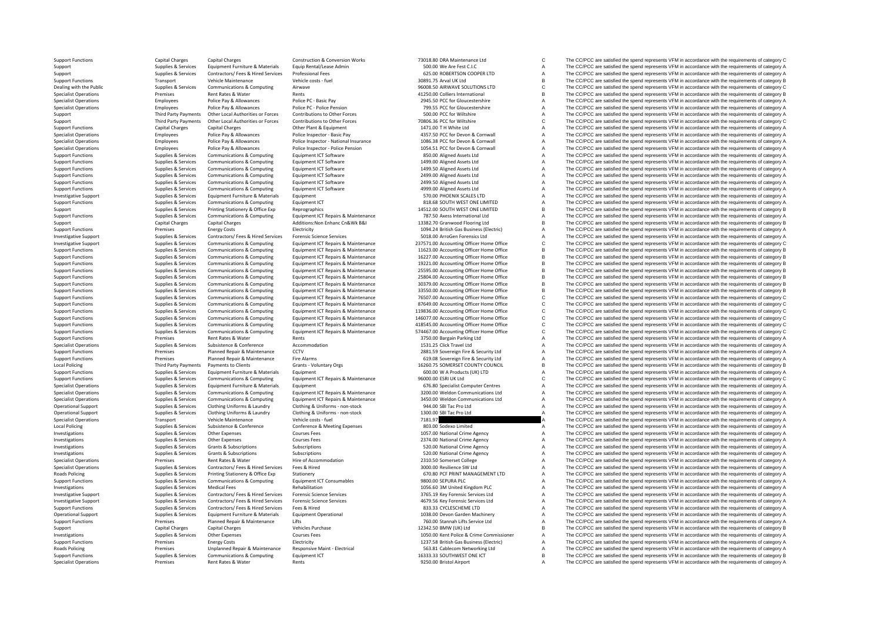| | | | | | | |
|---|---|---|---|---|---|---|
| Support Functions | Capital Charges | Capital Charges | Construction & Conversion Works | 73018.80 DRA Maintenance Ltd | C | The CC/PCC are satisfied the spend represents VFM in accordance with the requirements of category C |
| Support | Supplies & Services | Equipment Furniture & Materials | Equip Rental/Lease Admin | 500.00 We Are Fest C.I.C | A | The CC/PCC are satisfied the spend represents VFM in accordance with the requirements of category A |
| Support | Supplies & Services | Contractors/ Fees & Hired Services | Professional Fees | 625.00 ROBERTSON COOPER LTD | A | The CC/PCC are satisfied the spend represents VFM in accordance with the requirements of category A |
| Support Functions | Transport | Vehicle Maintenance | Vehicle costs - fuel | 30891.75 Arval UK Ltd | B | The CC/PCC are satisfied the spend represents VFM in accordance with the requirements of category B |
| Dealing with the Public | Supplies & Services | Communications & Computing | Airwave | 96008.50 AIRWAVE SOLUTIONS LTD | C | The CC/PCC are satisfied the spend represents VFM in accordance with the requirements of category C |
| Specialist Operations | Premises | Rent Rates & Water | Rents | 41250.00 Colliers International | B | The CC/PCC are satisfied the spend represents VFM in accordance with the requirements of category B |
| Specialist Operations | Employees | Police Pay & Allowances | Police PC - Basic Pay | 2945.50 PCC for Gloucestershire | A | The CC/PCC are satisfied the spend represents VFM in accordance with the requirements of category A |
| Specialist Operations | Employees | Police Pay & Allowances | Police PC - Police Pension | 799.55 PCC for Gloucestershire | A | The CC/PCC are satisfied the spend represents VFM in accordance with the requirements of category A |
| Support | Third Party Payments | Other Local Authorities or Forces | Contributions to Other Forces | 500.00 PCC for Wiltshire | A | The CC/PCC are satisfied the spend represents VFM in accordance with the requirements of category A |
| Support | Third Party Payments | Other Local Authorities or Forces | Contributions to Other Forces | 70806.36 PCC for Wiltshire | C | The CC/PCC are satisfied the spend represents VFM in accordance with the requirements of category C |
| Support Functions | Capital Charges | Capital Charges | Other Plant & Equipment | 1471.00 T H White Ltd | A | The CC/PCC are satisfied the spend represents VFM in accordance with the requirements of category A |
| Specialist Operations | Employees | Police Pay & Allowances | Police Inspector - Basic Pay | 4357.50 PCC for Devon & Cornwall | A | The CC/PCC are satisfied the spend represents VFM in accordance with the requirements of category A |
| Specialist Operations | Employees | Police Pay & Allowances | Police Inspector - National Insurance | 1086.38 PCC for Devon & Cornwall | A | The CC/PCC are satisfied the spend represents VFM in accordance with the requirements of category A |
| Specialist Operations | Employees | Police Pay & Allowances | Police Inspector - Police Pension | 1054.51 PCC for Devon & Cornwall | A | The CC/PCC are satisfied the spend represents VFM in accordance with the requirements of category A |
| Support Functions | Supplies & Services | Communications & Computing | Equipment ICT Software | 850.00 Aligned Assets Ltd | A | The CC/PCC are satisfied the spend represents VFM in accordance with the requirements of category A |
| Support Functions | Supplies & Services | Communications & Computing | Equipment ICT Software | 1499.00 Aligned Assets Ltd | A | The CC/PCC are satisfied the spend represents VFM in accordance with the requirements of category A |
| Support Functions | Supplies & Services | Communications & Computing | Equipment ICT Software | 1499.50 Aligned Assets Ltd | A | The CC/PCC are satisfied the spend represents VFM in accordance with the requirements of category A |
| Support Functions | Supplies & Services | Communications & Computing | Equipment ICT Software | 2499.00 Aligned Assets Ltd | A | The CC/PCC are satisfied the spend represents VFM in accordance with the requirements of category A |
| Support Functions | Supplies & Services | Communications & Computing | Equipment ICT Software | 2499.50 Aligned Assets Ltd | A | The CC/PCC are satisfied the spend represents VFM in accordance with the requirements of category A |
| Support Functions | Supplies & Services | Communications & Computing | Equipment ICT Software | 4999.00 Aligned Assets Ltd | A | The CC/PCC are satisfied the spend represents VFM in accordance with the requirements of category A |
| Investigative Support | Supplies & Services | Equipment Furniture & Materials | Equipment | 570.00 PHOENIX SCALES LTD | A | The CC/PCC are satisfied the spend represents VFM in accordance with the requirements of category A |
| Support Functions | Supplies & Services | Communications & Computing | Equipment ICT | 818.68 SOUTH WEST ONE LIMITED | A | The CC/PCC are satisfied the spend represents VFM in accordance with the requirements of category A |
| Support | Supplies & Services | Printing Stationery & Office Exp | Reprographics | 14512.00 SOUTH WEST ONE LIMITED | B | The CC/PCC are satisfied the spend represents VFM in accordance with the requirements of category B |
| Support Functions | Supplies & Services | Communications & Computing | Equipment ICT Repairs & Maintenance | 787.50 Axess International Ltd | A | The CC/PCC are satisfied the spend represents VFM in accordance with the requirements of category A |
| Support | Capital Charges | Capital Charges | Additions:Non Enhanc Cn&Wk B&I | 13382.70 Granwood Flooring Ltd | B | The CC/PCC are satisfied the spend represents VFM in accordance with the requirements of category B |
| Support Functions | Premises | Energy Costs | Electricity | 1094.24 British Gas Business (Electric) | A | The CC/PCC are satisfied the spend represents VFM in accordance with the requirements of category A |
| Investigative Support | Supplies & Services | Contractors/ Fees & Hired Services | Forensic Science Services | 5018.00 ArroGen Forensics Ltd | A | The CC/PCC are satisfied the spend represents VFM in accordance with the requirements of category A |
| Investigative Support | Supplies & Services | Communications & Computing | Equipment ICT Repairs & Maintenance | 237571.00 Accounting Officer Home Office | C | The CC/PCC are satisfied the spend represents VFM in accordance with the requirements of category C |
| Support Functions | Supplies & Services | Communications & Computing | Equipment ICT Repairs & Maintenance | 11623.00 Accounting Officer Home Office | B | The CC/PCC are satisfied the spend represents VFM in accordance with the requirements of category B |
| Support Functions | Supplies & Services | Communications & Computing | Equipment ICT Repairs & Maintenance | 16227.00 Accounting Officer Home Office | B | The CC/PCC are satisfied the spend represents VFM in accordance with the requirements of category B |
| Support Functions | Supplies & Services | Communications & Computing | Equipment ICT Repairs & Maintenance | 19221.00 Accounting Officer Home Office | B | The CC/PCC are satisfied the spend represents VFM in accordance with the requirements of category B |
| Support Functions | Supplies & Services | Communications & Computing | Equipment ICT Repairs & Maintenance | 25595.00 Accounting Officer Home Office | B | The CC/PCC are satisfied the spend represents VFM in accordance with the requirements of category B |
| Support Functions | Supplies & Services | Communications & Computing | Equipment ICT Repairs & Maintenance | 25804.00 Accounting Officer Home Office | B | The CC/PCC are satisfied the spend represents VFM in accordance with the requirements of category B |
| Support Functions | Supplies & Services | Communications & Computing | Equipment ICT Repairs & Maintenance | 30379.00 Accounting Officer Home Office | B | The CC/PCC are satisfied the spend represents VFM in accordance with the requirements of category B |
| Support Functions | Supplies & Services | Communications & Computing | Equipment ICT Repairs & Maintenance | 33550.00 Accounting Officer Home Office | B | The CC/PCC are satisfied the spend represents VFM in accordance with the requirements of category B |
| Support Functions | Supplies & Services | Communications & Computing | Equipment ICT Repairs & Maintenance | 76507.00 Accounting Officer Home Office | C | The CC/PCC are satisfied the spend represents VFM in accordance with the requirements of category C |
| Support Functions | Supplies & Services | Communications & Computing | Equipment ICT Repairs & Maintenance | 87649.00 Accounting Officer Home Office | C | The CC/PCC are satisfied the spend represents VFM in accordance with the requirements of category C |
| Support Functions | Supplies & Services | Communications & Computing | Equipment ICT Repairs & Maintenance | 119836.00 Accounting Officer Home Office | C | The CC/PCC are satisfied the spend represents VFM in accordance with the requirements of category C |
| Support Functions | Supplies & Services | Communications & Computing | Equipment ICT Repairs & Maintenance | 146077.00 Accounting Officer Home Office | C | The CC/PCC are satisfied the spend represents VFM in accordance with the requirements of category C |
| Support Functions | Supplies & Services | Communications & Computing | Equipment ICT Repairs & Maintenance | 418545.00 Accounting Officer Home Office | C | The CC/PCC are satisfied the spend represents VFM in accordance with the requirements of category C |
| Support Functions | Supplies & Services | Communications & Computing | Equipment ICT Repairs & Maintenance | 574467.00 Accounting Officer Home Office | C | The CC/PCC are satisfied the spend represents VFM in accordance with the requirements of category C |
| Support Functions | Premises | Rent Rates & Water | Rents | 3750.00 Bargain Parking Ltd | A | The CC/PCC are satisfied the spend represents VFM in accordance with the requirements of category A |
| Specialist Operations | Supplies & Services | Subsistence & Conference | Accommodation | 1531.25 Click Travel Ltd | A | The CC/PCC are satisfied the spend represents VFM in accordance with the requirements of category A |
| Support Functions | Premises | Planned Repair & Maintenance | CCTV | 2881.59 Sovereign Fire & Security Ltd | A | The CC/PCC are satisfied the spend represents VFM in accordance with the requirements of category A |
| Support Functions | Premises | Planned Repair & Maintenance | Fire Alarms | 619.08 Sovereign Fire & Security Ltd | A | The CC/PCC are satisfied the spend represents VFM in accordance with the requirements of category A |
| Local Policing | Third Party Payments | Payments to Clients | Grants - Voluntary Orgs | 16260.75 SOMERSET COUNTY COUNCIL | B | The CC/PCC are satisfied the spend represents VFM in accordance with the requirements of category B |
| Support Functions | Supplies & Services | Equipment Furniture & Materials | Equipment | 600.00 W A Products (UK) LTD | A | The CC/PCC are satisfied the spend represents VFM in accordance with the requirements of category A |
| Support Functions | Supplies & Services | Communications & Computing | Equipment ICT Repairs & Maintenance | 96000.00 ESRI UK Ltd | C | The CC/PCC are satisfied the spend represents VFM in accordance with the requirements of category C |
| Specialist Operations | Supplies & Services | Equipment Furniture & Materials | Equipment | 676.80 Specialist Computer Centres | A | The CC/PCC are satisfied the spend represents VFM in accordance with the requirements of category A |
| Specialist Operations | Supplies & Services | Communications & Computing | Equipment ICT Repairs & Maintenance | 3200.00 Weldon Communications Ltd | A | The CC/PCC are satisfied the spend represents VFM in accordance with the requirements of category A |
| Specialist Operations | Supplies & Services | Communications & Computing | Equipment ICT Repairs & Maintenance | 3450.00 Weldon Communications Ltd | A | The CC/PCC are satisfied the spend represents VFM in accordance with the requirements of category A |
| Operational Support | Supplies & Services | Clothing Uniforms & Laundry | Clothing & Uniforms - non-stock | 944.00 SBI Tac Pro Ltd | A | The CC/PCC are satisfied the spend represents VFM in accordance with the requirements of category A |
| Operational Support | Supplies & Services | Clothing Uniforms & Laundry | Clothing & Uniforms - non-stock | 1300.00 SBI Tac Pro Ltd | A | The CC/PCC are satisfied the spend represents VFM in accordance with the requirements of category A |
| Specialist Operations | Transport | Vehicle Maintenance | Vehicle costs - fuel | 7181.97 | A | The CC/PCC are satisfied the spend represents VFM in accordance with the requirements of category A |
| Local Policing | Supplies & Services | Subsistence & Conference | Conference & Meeting Expenses | 803.00 Sodexo Limited | A | The CC/PCC are satisfied the spend represents VFM in accordance with the requirements of category A |
| Investigations | Supplies & Services | Other Expenses | Courses Fees | 1057.00 National Crime Agency | A | The CC/PCC are satisfied the spend represents VFM in accordance with the requirements of category A |
| Investigations | Supplies & Services | Other Expenses | Courses Fees | 2374.00 National Crime Agency | A | The CC/PCC are satisfied the spend represents VFM in accordance with the requirements of category A |
| Investigations | Supplies & Services | Grants & Subscriptions | Subscriptions | 520.00 National Crime Agency | A | The CC/PCC are satisfied the spend represents VFM in accordance with the requirements of category A |
| Investigations | Supplies & Services | Grants & Subscriptions | Subscriptions | 520.00 National Crime Agency | A | The CC/PCC are satisfied the spend represents VFM in accordance with the requirements of category A |
| Specialist Operations | Premises | Rent Rates & Water | Hire of Accommodation | 2310.50 Somerset College | A | The CC/PCC are satisfied the spend represents VFM in accordance with the requirements of category A |
| Specialist Operations | Supplies & Services | Contractors/ Fees & Hired Services | Fees & Hired | 3000.00 Resilience SW Ltd | A | The CC/PCC are satisfied the spend represents VFM in accordance with the requirements of category A |
| Roads Policing | Supplies & Services | Printing Stationery & Office Exp | Stationery | 670.80 PCF PRINT MANAGEMENT LTD | A | The CC/PCC are satisfied the spend represents VFM in accordance with the requirements of category A |
| Support Functions | Supplies & Services | Communications & Computing | Equipment ICT Consumables | 9800.00 SEPURA PLC | A | The CC/PCC are satisfied the spend represents VFM in accordance with the requirements of category A |
| Investigations | Supplies & Services | Medical Fees | Rehabilitation | 1056.60 3M United Kingdom PLC | A | The CC/PCC are satisfied the spend represents VFM in accordance with the requirements of category A |
| Investigative Support | Supplies & Services | Contractors/ Fees & Hired Services | Forensic Science Services | 3765.19 Key Forensic Services Ltd | A | The CC/PCC are satisfied the spend represents VFM in accordance with the requirements of category A |
| Investigative Support | Supplies & Services | Contractors/ Fees & Hired Services | Forensic Science Services | 4679.56 Key Forensic Services Ltd | A | The CC/PCC are satisfied the spend represents VFM in accordance with the requirements of category A |
| Support Functions | Supplies & Services | Contractors/ Fees & Hired Services | Fees & Hired | 833.33 CYCLESCHEME LTD | A | The CC/PCC are satisfied the spend represents VFM in accordance with the requirements of category A |
| Operational Support | Supplies & Services | Equipment Furniture & Materials | Equipment Operational | 1038.00 Devon Garden Machinery | A | The CC/PCC are satisfied the spend represents VFM in accordance with the requirements of category A |
| Support Functions | Premises | Planned Repair & Maintenance | Lifts | 760.00 Stannah Lifts Service Ltd | A | The CC/PCC are satisfied the spend represents VFM in accordance with the requirements of category A |
| Support | Capital Charges | Capital Charges | Vehicles Purchase | 12342.50 BMW (UK) Ltd | B | The CC/PCC are satisfied the spend represents VFM in accordance with the requirements of category B |
| Investigations | Supplies & Services | Other Expenses | Courses Fees | 1050.00 Kent Police & Crime Commissioner | A | The CC/PCC are satisfied the spend represents VFM in accordance with the requirements of category A |
| Support Functions | Premises | Energy Costs | Electricity | 1237.58 British Gas Business (Electric) | A | The CC/PCC are satisfied the spend represents VFM in accordance with the requirements of category A |
| Roads Policing | Premises | Unplanned Repair & Maintenance | Responsive Maint - Electrical | 563.81 Cablecom Networking Ltd | A | The CC/PCC are satisfied the spend represents VFM in accordance with the requirements of category A |
| Support Functions | Supplies & Services | Communications & Computing | Equipment ICT | 16333.33 SOUTHWEST ONE ICT | B | The CC/PCC are satisfied the spend represents VFM in accordance with the requirements of category B |
| Specialist Operations | Premises | Rent Rates & Water | Rents | 9250.00 Bristol Airport | A | The CC/PCC are satisfied the spend represents VFM in accordance with the requirements of category A |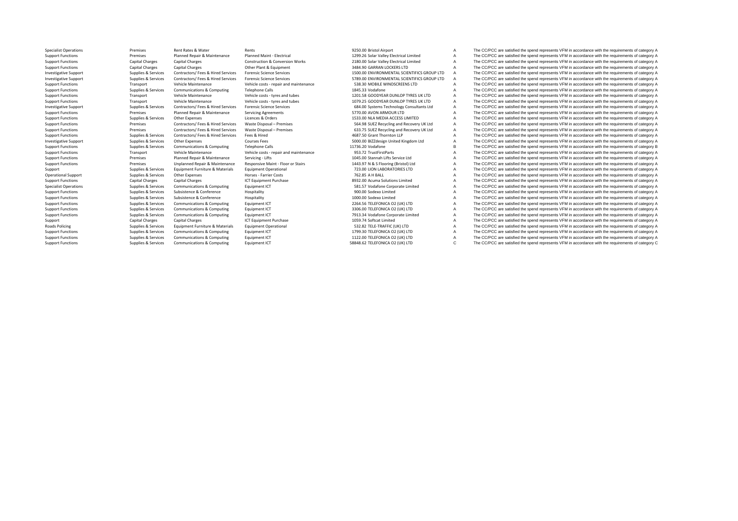| | | | | | | | |
|---|---|---|---|---|---|---|---|
| Specialist Operations | Premises | Rent Rates & Water | Rents | 9250.00 | Bristol Airport | A | The CC/PCC are satisfied the spend represents VFM in accordance with the requirements of category A |
| Support Functions | Premises | Planned Repair & Maintenance | Planned Maint - Electrical | 1299.26 | Solar Valley Electrical Limited | A | The CC/PCC are satisfied the spend represents VFM in accordance with the requirements of category A |
| Support Functions | Capital Charges | Capital Charges | Construction & Conversion Works | 2180.00 | Solar Valley Electrical Limited | A | The CC/PCC are satisfied the spend represents VFM in accordance with the requirements of category A |
| Support Functions | Capital Charges | Capital Charges | Other Plant & Equipment | 3484.90 | GARRAN LOCKERS LTD | A | The CC/PCC are satisfied the spend represents VFM in accordance with the requirements of category A |
| Investigative Support | Supplies & Services | Contractors/ Fees & Hired Services | Forensic Science Services | 1500.00 | ENVIRONMENTAL SCIENTIFICS GROUP LTD | A | The CC/PCC are satisfied the spend represents VFM in accordance with the requirements of category A |
| Investigative Support | Supplies & Services | Contractors/ Fees & Hired Services | Forensic Science Services | 5789.00 | ENVIRONMENTAL SCIENTIFICS GROUP LTD | A | The CC/PCC are satisfied the spend represents VFM in accordance with the requirements of category A |
| Support Functions | Transport | Vehicle Maintenance | Vehicle costs - repair and maintenance | 538.30 | MOBILE WINDSCREENS LTD | A | The CC/PCC are satisfied the spend represents VFM in accordance with the requirements of category A |
| Support Functions | Supplies & Services | Communications & Computing | Telephone Calls | 1845.33 | Vodafone | A | The CC/PCC are satisfied the spend represents VFM in accordance with the requirements of category A |
| Support Functions | Transport | Vehicle Maintenance | Vehicle costs - tyres and tubes | 1201.58 | GOODYEAR DUNLOP TYRES UK LTD | A | The CC/PCC are satisfied the spend represents VFM in accordance with the requirements of category A |
| Support Functions | Transport | Vehicle Maintenance | Vehicle costs - tyres and tubes | 1079.25 | GOODYEAR DUNLOP TYRES UK LTD | A | The CC/PCC are satisfied the spend represents VFM in accordance with the requirements of category A |
| Investigative Support | Supplies & Services | Contractors/ Fees & Hired Services | Forensic Science Services | 684.00 | Systems Technology Consultants Ltd | A | The CC/PCC are satisfied the spend represents VFM in accordance with the requirements of category A |
| Support Functions | Premises | Planned Repair & Maintenance | Servicing Agreements | 5770.00 | AVON ARMOUR LTD | A | The CC/PCC are satisfied the spend represents VFM in accordance with the requirements of category A |
| Support Functions | Supplies & Services | Other Expenses | Licences & Orders | 1533.00 | NLA MEDIA ACCESS LIMITED | A | The CC/PCC are satisfied the spend represents VFM in accordance with the requirements of category A |
| Support Functions | Premises | Contractors/ Fees & Hired Services | Waste Disposal – Premises | 564.98 | SUEZ Recycling and Recovery UK Ltd | A | The CC/PCC are satisfied the spend represents VFM in accordance with the requirements of category A |
| Support Functions | Premises | Contractors/ Fees & Hired Services | Waste Disposal – Premises | 633.75 | SUEZ Recycling and Recovery UK Ltd | A | The CC/PCC are satisfied the spend represents VFM in accordance with the requirements of category A |
| Support Functions | Supplies & Services | Contractors/ Fees & Hired Services | Fees & Hired | 4687.50 | Grant Thornton LLP | A | The CC/PCC are satisfied the spend represents VFM in accordance with the requirements of category A |
| Investigative Support | Supplies & Services | Other Expenses | Courses Fees | 5000.00 | BIZZdesign United Kingdom Ltd | A | The CC/PCC are satisfied the spend represents VFM in accordance with the requirements of category A |
| Support Functions | Supplies & Services | Communications & Computing | Telephone Calls | 11736.20 | Vodafone | B | The CC/PCC are satisfied the spend represents VFM in accordance with the requirements of category B |
| Support Functions | Transport | Vehicle Maintenance | Vehicle costs - repair and maintenance | 953.72 | TrustFirstParts | A | The CC/PCC are satisfied the spend represents VFM in accordance with the requirements of category A |
| Support Functions | Premises | Planned Repair & Maintenance | Servicing - Lifts | 1045.00 | Stannah Lifts Service Ltd | A | The CC/PCC are satisfied the spend represents VFM in accordance with the requirements of category A |
| Support Functions | Premises | Unplanned Repair & Maintenance | Responsive Maint - Floor or Stairs | 1443.97 | N & S Flooring (Bristol) Ltd | A | The CC/PCC are satisfied the spend represents VFM in accordance with the requirements of category A |
| Support | Supplies & Services | Equipment Furniture & Materials | Equipment Operational | 723.00 | LION LABORATORIES LTD | A | The CC/PCC are satisfied the spend represents VFM in accordance with the requirements of category A |
| Operational Support | Supplies & Services | Other Expenses | Horses - Farrier Costs | 762.85 | A H BALL | A | The CC/PCC are satisfied the spend represents VFM in accordance with the requirements of category A |
| Support Functions | Capital Charges | Capital Charges | ICT Equipment Purchase | 8932.00 | Acuma Solutions Limited | A | The CC/PCC are satisfied the spend represents VFM in accordance with the requirements of category A |
| Specialist Operations | Supplies & Services | Communications & Computing | Equipment ICT | 581.57 | Vodafone Corporate Limited | A | The CC/PCC are satisfied the spend represents VFM in accordance with the requirements of category A |
| Support Functions | Supplies & Services | Subsistence & Conference | Hospitality | 900.00 | Sodexo Limited | A | The CC/PCC are satisfied the spend represents VFM in accordance with the requirements of category A |
| Support Functions | Supplies & Services | Subsistence & Conference | Hospitality | 1000.00 | Sodexo Limited | A | The CC/PCC are satisfied the spend represents VFM in accordance with the requirements of category A |
| Support Functions | Supplies & Services | Communications & Computing | Equipment ICT | 2264.56 | TELEFONICA O2 (UK) LTD | A | The CC/PCC are satisfied the spend represents VFM in accordance with the requirements of category A |
| Support Functions | Supplies & Services | Communications & Computing | Equipment ICT | 3306.00 | TELEFONICA O2 (UK) LTD | A | The CC/PCC are satisfied the spend represents VFM in accordance with the requirements of category A |
| Support Functions | Supplies & Services | Communications & Computing | Equipment ICT | 7913.34 | Vodafone Corporate Limited | A | The CC/PCC are satisfied the spend represents VFM in accordance with the requirements of category A |
| Support | Capital Charges | Capital Charges | ICT Equipment Purchase | 1059.74 | Softcat Limited | A | The CC/PCC are satisfied the spend represents VFM in accordance with the requirements of category A |
| Roads Policing | Supplies & Services | Equipment Furniture & Materials | Equipment Operational | 532.82 | TELE-TRAFFIC (UK) LTD | A | The CC/PCC are satisfied the spend represents VFM in accordance with the requirements of category A |
| Support Functions | Supplies & Services | Communications & Computing | Equipment ICT | 1799.30 | TELEFONICA O2 (UK) LTD | A | The CC/PCC are satisfied the spend represents VFM in accordance with the requirements of category A |
| Support Functions | Supplies & Services | Communications & Computing | Equipment ICT | 1122.00 | TELEFONICA O2 (UK) LTD | A | The CC/PCC are satisfied the spend represents VFM in accordance with the requirements of category A |
| Support Functions | Supplies & Services | Communications & Computing | Equipment ICT | 58848.62 | TELEFONICA O2 (UK) LTD | C | The CC/PCC are satisfied the spend represents VFM in accordance with the requirements of category C |